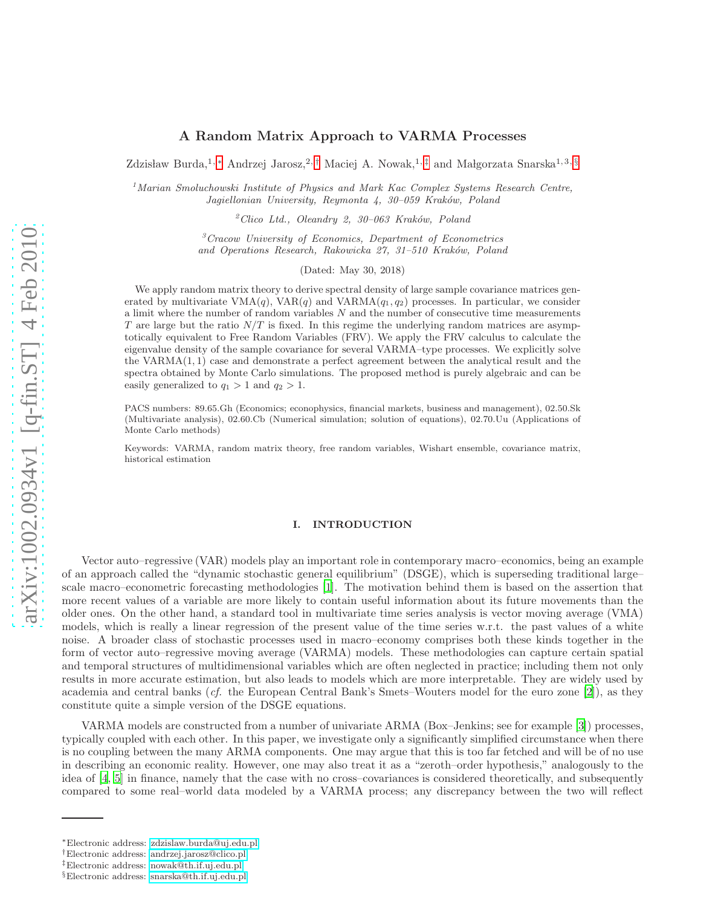# A Random Matrix Approach to VARMA Processes

Zdzisław Burda,[1,*] Andrzej Jarosz,[2,†] Maciej A. Nowak,[1,‡] and Małgorzata Snarska[1,3,§]

[1] *Marian Smoluchowski Institute of Physics and Mark Kac Complex Systems Research Centre, Jagiellonian University, Reymonta 4, 30–059 Kraków, Poland*

[2] *Clico Ltd., Oleandry 2, 30–063 Kraków, Poland*

[3] *Cracow University of Economics, Department of Econometrics and Operations Research, Rakowicka 27, 31–510 Kraków, Poland*

(Dated: May 30, 2018)

We apply random matrix theory to derive spectral density of large sample covariance matrices generated by multivariate VMA($q$), VAR($q$) and VARMA($q_1, q_2$) processes. In particular, we consider a limit where the number of random variables $N$ and the number of consecutive time measurements $T$ are large but the ratio $N/T$ is fixed. In this regime the underlying random matrices are asymptotically equivalent to Free Random Variables (FRV). We apply the FRV calculus to calculate the eigenvalue density of the sample covariance for several VARMA–type processes. We explicitly solve the VARMA(1, 1) case and demonstrate a perfect agreement between the analytical result and the spectra obtained by Monte Carlo simulations. The proposed method is purely algebraic and can be easily generalized to $q_1 > 1$ and $q_2 > 1$.

PACS numbers: 89.65.Gh (Economics; econophysics, financial markets, business and management), 02.50.Sk (Multivariate analysis), 02.60.Cb (Numerical simulation; solution of equations), 02.70.Uu (Applications of Monte Carlo methods)

Keywords: VARMA, random matrix theory, free random variables, Wishart ensemble, covariance matrix, historical estimation

## I. INTRODUCTION

Vector auto–regressive (VAR) models play an important role in contemporary macro–economics, being an example of an approach called the "dynamic stochastic general equilibrium" (DSGE), which is superseding traditional large–scale macro–econometric forecasting methodologies [1]. The motivation behind them is based on the assertion that more recent values of a variable are more likely to contain useful information about its future movements than the older ones. On the other hand, a standard tool in multivariate time series analysis is vector moving average (VMA) models, which is really a linear regression of the present value of the time series w.r.t. the past values of a white noise. A broader class of stochastic processes used in macro–economy comprises both these kinds together in the form of vector auto–regressive moving average (VARMA) models. These methodologies can capture certain spatial and temporal structures of multidimensional variables which are often neglected in practice; including them not only results in more accurate estimation, but also leads to models which are more interpretable. They are widely used by academia and central banks (*cf.* the European Central Bank's Smets–Wouters model for the euro zone [2]), as they constitute quite a simple version of the DSGE equations.

VARMA models are constructed from a number of univariate ARMA (Box–Jenkins; see for example [3]) processes, typically coupled with each other. In this paper, we investigate only a significantly simplified circumstance when there is no coupling between the many ARMA components. One may argue that this is too far fetched and will be of no use in describing an economic reality. However, one may also treat it as a "zeroth–order hypothesis," analogously to the idea of [4, 5] in finance, namely that the case with no cross–covariances is considered theoretically, and subsequently compared to some real–world data modeled by a VARMA process; any discrepancy between the two will reflect

* Electronic address: zdzislaw.burda@uj.edu.pl
† Electronic address: andrzej.jarosz@clico.pl
‡ Electronic address: nowak@th.if.uj.edu.pl
§ Electronic address: snarska@th.if.uj.edu.pl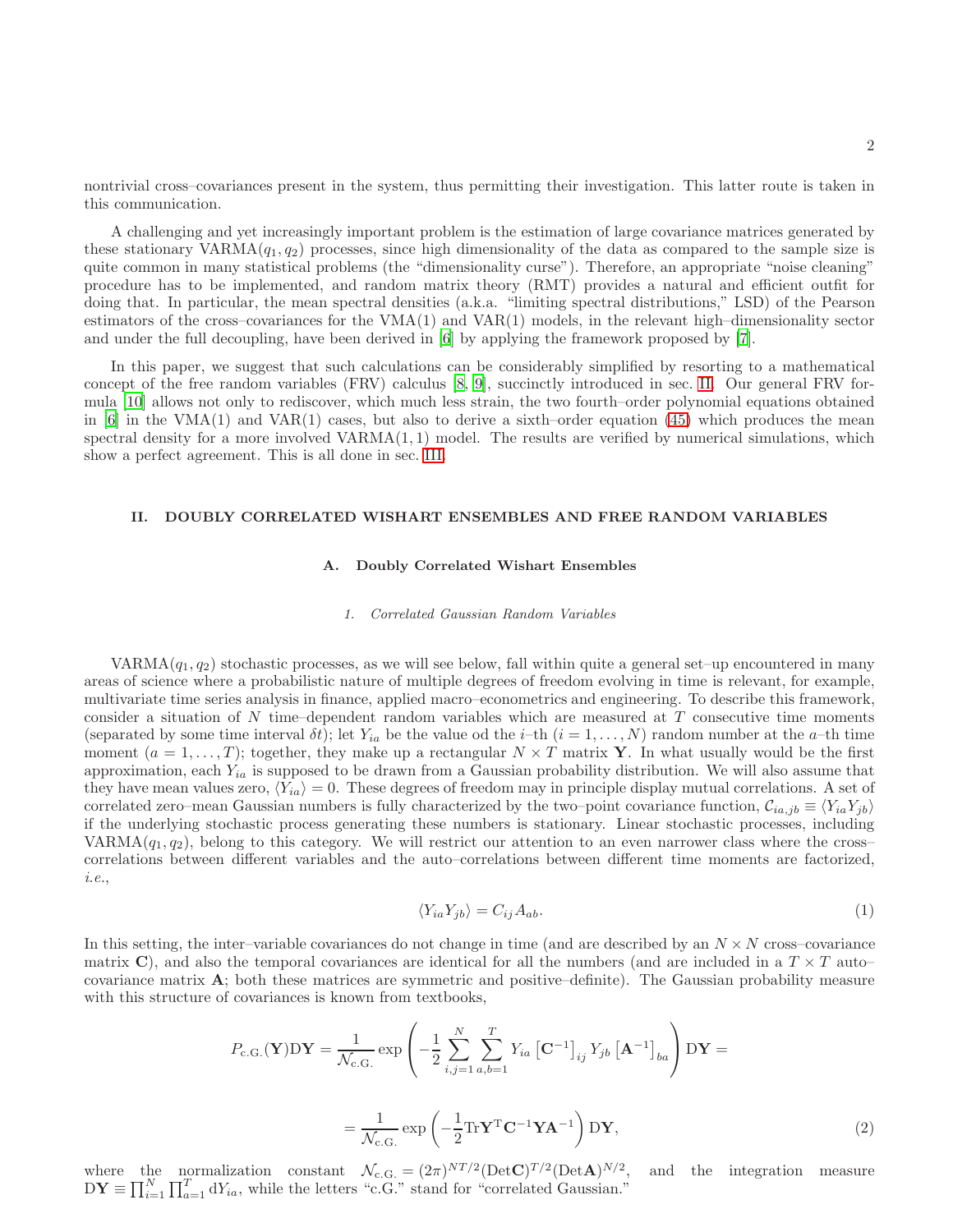nontrivial cross–covariances present in the system, thus permitting their investigation. This latter route is taken in this communication.

A challenging and yet increasingly important problem is the estimation of large covariance matrices generated by these stationary VARMA$(q_1, q_2)$ processes, since high dimensionality of the data as compared to the sample size is quite common in many statistical problems (the "dimensionality curse"). Therefore, an appropriate "noise cleaning" procedure has to be implemented, and random matrix theory (RMT) provides a natural and efficient outfit for doing that. In particular, the mean spectral densities (a.k.a. "limiting spectral distributions," LSD) of the Pearson estimators of the cross–covariances for the VMA(1) and VAR(1) models, in the relevant high–dimensionality sector and under the full decoupling, have been derived in [6] by applying the framework proposed by [7].

In this paper, we suggest that such calculations can be considerably simplified by resorting to a mathematical concept of the free random variables (FRV) calculus [8, 9], succinctly introduced in sec. II. Our general FRV formula [10] allows not only to rediscover, which much less strain, the two fourth–order polynomial equations obtained in [6] in the VMA(1) and VAR(1) cases, but also to derive a sixth–order equation (45) which produces the mean spectral density for a more involved VARMA$(1, 1)$ model. The results are verified by numerical simulations, which show a perfect agreement. This is all done in sec. III.

## II. DOUBLY CORRELATED WISHART ENSEMBLES AND FREE RANDOM VARIABLES

### A. Doubly Correlated Wishart Ensembles

#### 1. Correlated Gaussian Random Variables

VARMA$(q_1, q_2)$ stochastic processes, as we will see below, fall within quite a general set–up encountered in many areas of science where a probabilistic nature of multiple degrees of freedom evolving in time is relevant, for example, multivariate time series analysis in finance, applied macro–econometrics and engineering. To describe this framework, consider a situation of $N$ time–dependent random variables which are measured at $T$ consecutive time moments (separated by some time interval $\delta t$); let $Y_{ia}$ be the value od the $i$–th ($i = 1, \ldots, N$) random number at the $a$–th time moment ($a = 1, \ldots, T$); together, they make up a rectangular $N \times T$ matrix $\mathbf{Y}$. In what usually would be the first approximation, each $Y_{ia}$ is supposed to be drawn from a Gaussian probability distribution. We will also assume that they have mean values zero, $\langle Y_{ia} \rangle = 0$. These degrees of freedom may in principle display mutual correlations. A set of correlated zero–mean Gaussian numbers is fully characterized by the two–point covariance function, $\mathcal{C}_{ia,jb} \equiv \langle Y_{ia} Y_{jb} \rangle$ if the underlying stochastic process generating these numbers is stationary. Linear stochastic processes, including VARMA$(q_1, q_2)$, belong to this category. We will restrict our attention to an even narrower class where the cross–correlations between different variables and the auto–correlations between different time moments are factorized, *i.e.*,

$$
\langle Y_{ia} Y_{jb} \rangle = C_{ij} A_{ab}. \tag{1}
$$

In this setting, the inter–variable covariances do not change in time (and are described by an $N \times N$ cross–covariance matrix $\mathbf{C}$), and also the temporal covariances are identical for all the numbers (and are included in a $T \times T$ auto–covariance matrix $\mathbf{A}$; both these matrices are symmetric and positive–definite). The Gaussian probability measure with this structure of covariances is known from textbooks,

$$
P_{\mathrm{c.G.}}(\mathbf{Y}) \mathrm{D}\mathbf{Y} = \frac{1}{\mathcal{N}_{\mathrm{c.G.}}} \exp\left( -\frac{1}{2} \sum_{i,j=1}^{N} \sum_{a,b=1}^{T} Y_{ia} \left[ \mathbf{C}^{-1} \right]_{ij} Y_{jb} \left[ \mathbf{A}^{-1} \right]_{ba} \right) \mathrm{D}\mathbf{Y} =
$$

$$
= \frac{1}{\mathcal{N}_{\mathrm{c.G.}}} \exp\left( -\frac{1}{2} \mathrm{Tr} \mathbf{Y}^{\mathrm{T}} \mathbf{C}^{-1} \mathbf{Y} \mathbf{A}^{-1} \right) \mathrm{D}\mathbf{Y}, \tag{2}
$$

where the normalization constant $\mathcal{N}_{\mathrm{c.G.}} = (2\pi)^{NT/2} (\mathrm{Det}\mathbf{C})^{T/2} (\mathrm{Det}\mathbf{A})^{N/2}$, and the integration measure $\mathrm{D}\mathbf{Y} \equiv \prod_{i=1}^{N} \prod_{a=1}^{T} \mathrm{d}Y_{ia}$, while the letters "c.G." stand for "correlated Gaussian."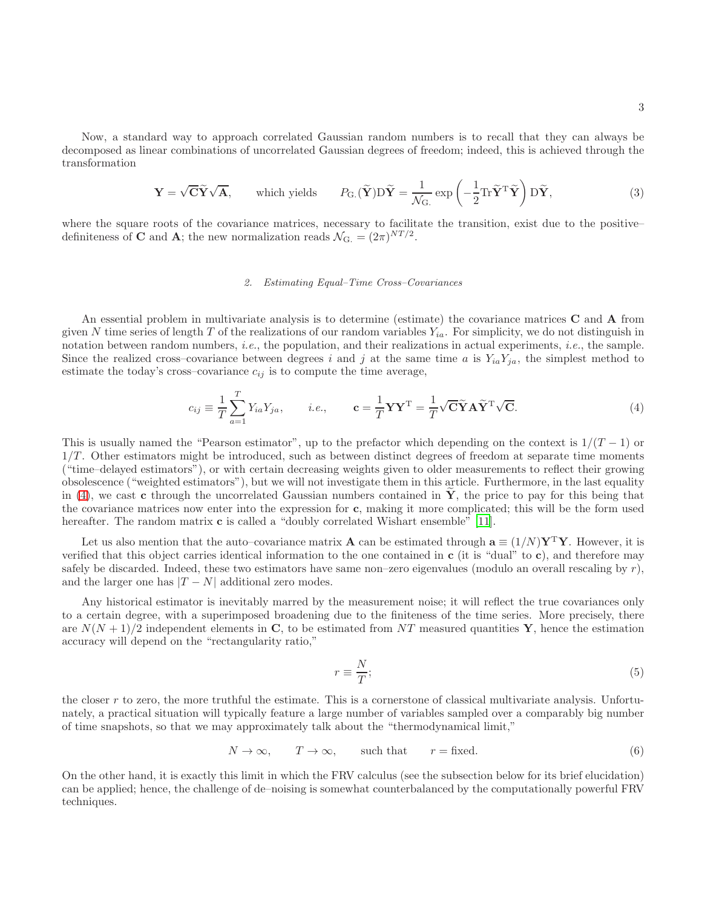Now, a standard way to approach correlated Gaussian random numbers is to recall that they can always be decomposed as linear combinations of uncorrelated Gaussian degrees of freedom; indeed, this is achieved through the transformation

$$\mathbf{Y} = \sqrt{\mathbf{C}}\widetilde{\mathbf{Y}}\sqrt{\mathbf{A}}, \qquad \text{which yields} \qquad P_{\mathrm{G.}}(\widetilde{\mathbf{Y}})\mathrm{D}\widetilde{\mathbf{Y}} = \frac{1}{\mathcal{N}_{\mathrm{G.}}}\exp\left(-\frac{1}{2}\mathrm{Tr}\widetilde{\mathbf{Y}}^{\mathrm{T}}\widetilde{\mathbf{Y}}\right)\mathrm{D}\widetilde{\mathbf{Y}}, \tag{3}$$

where the square roots of the covariance matrices, necessary to facilitate the transition, exist due to the positive–definiteness of $\mathbf{C}$ and $\mathbf{A}$; the new normalization reads $\mathcal{N}_{\mathrm{G.}} = (2\pi)^{NT/2}$.

### 2. Estimating Equal–Time Cross–Covariances

An essential problem in multivariate analysis is to determine (estimate) the covariance matrices $\mathbf{C}$ and $\mathbf{A}$ from given $N$ time series of length $T$ of the realizations of our random variables $Y_{ia}$. For simplicity, we do not distinguish in notation between random numbers, *i.e.*, the population, and their realizations in actual experiments, *i.e.*, the sample. Since the realized cross–covariance between degrees $i$ and $j$ at the same time $a$ is $Y_{ia}Y_{ja}$, the simplest method to estimate the today's cross–covariance $c_{ij}$ is to compute the time average,

$$c_{ij} \equiv \frac{1}{T}\sum_{a=1}^{T} Y_{ia}Y_{ja}, \qquad \textit{i.e.}, \qquad \mathbf{c} = \frac{1}{T}\mathbf{Y}\mathbf{Y}^{\mathrm{T}} = \frac{1}{T}\sqrt{\mathbf{C}}\widetilde{\mathbf{Y}}\mathbf{A}\widetilde{\mathbf{Y}}^{\mathrm{T}}\sqrt{\mathbf{C}}. \tag{4}$$

This is usually named the "Pearson estimator", up to the prefactor which depending on the context is $1/(T-1)$ or $1/T$. Other estimators might be introduced, such as between distinct degrees of freedom at separate time moments ("time–delayed estimators"), or with certain decreasing weights given to older measurements to reflect their growing obsolescence ("weighted estimators"), but we will not investigate them in this article. Furthermore, in the last equality in (4), we cast $\mathbf{c}$ through the uncorrelated Gaussian numbers contained in $\widetilde{\mathbf{Y}}$, the price to pay for this being that the covariance matrices now enter into the expression for $\mathbf{c}$, making it more complicated; this will be the form used hereafter. The random matrix $\mathbf{c}$ is called a "doubly correlated Wishart ensemble" [11].

Let us also mention that the auto–covariance matrix $\mathbf{A}$ can be estimated through $\mathbf{a} \equiv (1/N)\mathbf{Y}^{\mathrm{T}}\mathbf{Y}$. However, it is verified that this object carries identical information to the one contained in $\mathbf{c}$ (it is "dual" to $\mathbf{c}$), and therefore may safely be discarded. Indeed, these two estimators have same non–zero eigenvalues (modulo an overall rescaling by $r$), and the larger one has $|T-N|$ additional zero modes.

Any historical estimator is inevitably marred by the measurement noise; it will reflect the true covariances only to a certain degree, with a superimposed broadening due to the finiteness of the time series. More precisely, there are $N(N+1)/2$ independent elements in $\mathbf{C}$, to be estimated from $NT$ measured quantities $\mathbf{Y}$, hence the estimation accuracy will depend on the "rectangularity ratio,"

$$r \equiv \frac{N}{T}; \tag{5}$$

the closer $r$ to zero, the more truthful the estimate. This is a cornerstone of classical multivariate analysis. Unfortunately, a practical situation will typically feature a large number of variables sampled over a comparably big number of time snapshots, so that we may approximately talk about the "thermodynamical limit,"

$$N \to \infty, \qquad T \to \infty, \qquad \text{such that} \qquad r = \text{fixed}. \tag{6}$$

On the other hand, it is exactly this limit in which the FRV calculus (see the subsection below for its brief elucidation) can be applied; hence, the challenge of de–noising is somewhat counterbalanced by the computationally powerful FRV techniques.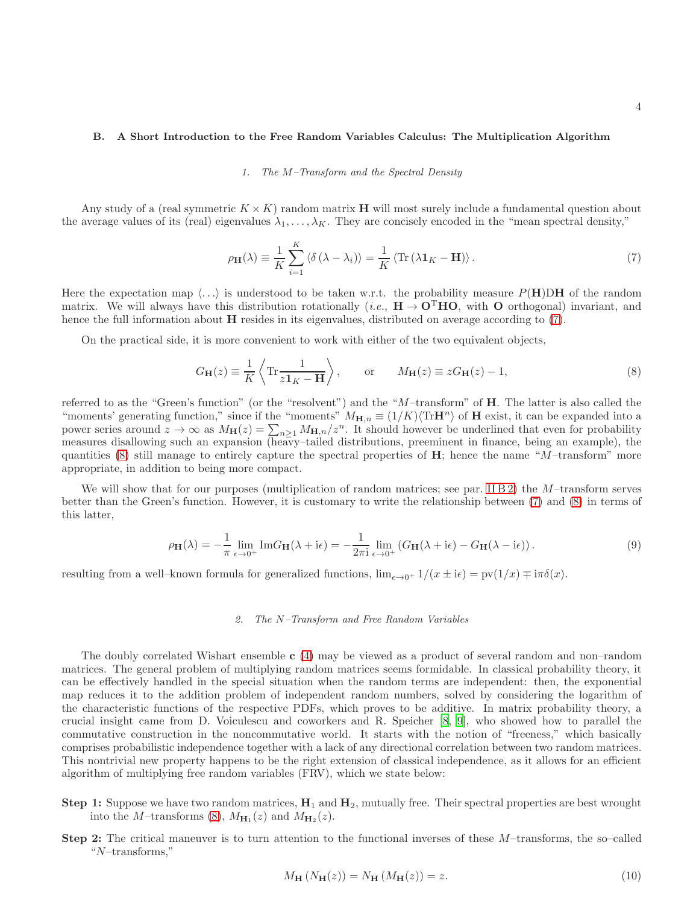### B. A Short Introduction to the Free Random Variables Calculus: The Multiplication Algorithm

#### 1. The M–Transform and the Spectral Density

Any study of a (real symmetric $K \times K$) random matrix $\mathbf{H}$ will most surely include a fundamental question about the average values of its (real) eigenvalues $\lambda_1, \ldots, \lambda_K$. They are concisely encoded in the "mean spectral density,"

$$\rho_{\mathbf{H}}(\lambda) \equiv \frac{1}{K} \sum_{i=1}^{K} \langle \delta(\lambda - \lambda_i) \rangle = \frac{1}{K} \langle \mathrm{Tr}(\lambda \mathbf{1}_K - \mathbf{H}) \rangle . \tag{7}$$

Here the expectation map $\langle \ldots \rangle$ is understood to be taken w.r.t. the probability measure $P(\mathbf{H})\mathrm{D}\mathbf{H}$ of the random matrix. We will always have this distribution rotationally (*i.e.*, $\mathbf{H} \to \mathbf{O}^{\mathrm{T}}\mathbf{H}\mathbf{O}$, with $\mathbf{O}$ orthogonal) invariant, and hence the full information about $\mathbf{H}$ resides in its eigenvalues, distributed on average according to (7).

On the practical side, it is more convenient to work with either of the two equivalent objects,

$$G_{\mathbf{H}}(z) \equiv \frac{1}{K} \left\langle \mathrm{Tr} \frac{1}{z\mathbf{1}_K - \mathbf{H}} \right\rangle, \qquad \text{or} \qquad M_{\mathbf{H}}(z) \equiv z G_{\mathbf{H}}(z) - 1, \tag{8}$$

referred to as the "Green's function" (or the "resolvent") and the "$M$–transform" of $\mathbf{H}$. The latter is also called the "moments' generating function," since if the "moments" $M_{\mathbf{H},n} \equiv (1/K)\langle \mathrm{Tr}\mathbf{H}^n \rangle$ of $\mathbf{H}$ exist, it can be expanded into a power series around $z \to \infty$ as $M_{\mathbf{H}}(z) = \sum_{n \geq 1} M_{\mathbf{H},n}/z^n$. It should however be underlined that even for probability measures disallowing such an expansion (heavy–tailed distributions, preeminent in finance, being an example), the quantities (8) still manage to entirely capture the spectral properties of $\mathbf{H}$; hence the name "$M$–transform" more appropriate, in addition to being more compact.

We will show that for our purposes (multiplication of random matrices; see par. II B 2) the $M$–transform serves better than the Green's function. However, it is customary to write the relationship between (7) and (8) in terms of this latter,

$$\rho_{\mathbf{H}}(\lambda) = -\frac{1}{\pi} \lim_{\epsilon \to 0^+} \mathrm{Im} G_{\mathbf{H}}(\lambda + \mathrm{i}\epsilon) = -\frac{1}{2\pi \mathrm{i}} \lim_{\epsilon \to 0^+} \left( G_{\mathbf{H}}(\lambda + \mathrm{i}\epsilon) - G_{\mathbf{H}}(\lambda - \mathrm{i}\epsilon) \right). \tag{9}$$

resulting from a well–known formula for generalized functions, $\lim_{\epsilon \to 0^+} 1/(x \pm \mathrm{i}\epsilon) = \mathrm{pv}(1/x) \mp \mathrm{i}\pi\delta(x)$.

#### 2. The N–Transform and Free Random Variables

The doubly correlated Wishart ensemble $\mathbf{c}$ (4) may be viewed as a product of several random and non–random matrices. The general problem of multiplying random matrices seems formidable. In classical probability theory, it can be effectively handled in the special situation when the random terms are independent: then, the exponential map reduces it to the addition problem of independent random numbers, solved by considering the logarithm of the characteristic functions of the respective PDFs, which proves to be additive. In matrix probability theory, a crucial insight came from D. Voiculescu and coworkers and R. Speicher [8, 9], who showed how to parallel the commutative construction in the noncommutative world. It starts with the notion of "freeness," which basically comprises probabilistic independence together with a lack of any directional correlation between two random matrices. This nontrivial new property happens to be the right extension of classical independence, as it allows for an efficient algorithm of multiplying free random variables (FRV), which we state below:

**Step 1:** Suppose we have two random matrices, $\mathbf{H}_1$ and $\mathbf{H}_2$, mutually free. Their spectral properties are best wrought into the $M$–transforms (8), $M_{\mathbf{H}_1}(z)$ and $M_{\mathbf{H}_2}(z)$.

**Step 2:** The critical maneuver is to turn attention to the functional inverses of these $M$–transforms, the so–called "$N$–transforms,"

$$M_{\mathbf{H}}\left(N_{\mathbf{H}}(z)\right) = N_{\mathbf{H}}\left(M_{\mathbf{H}}(z)\right) = z. \tag{10}$$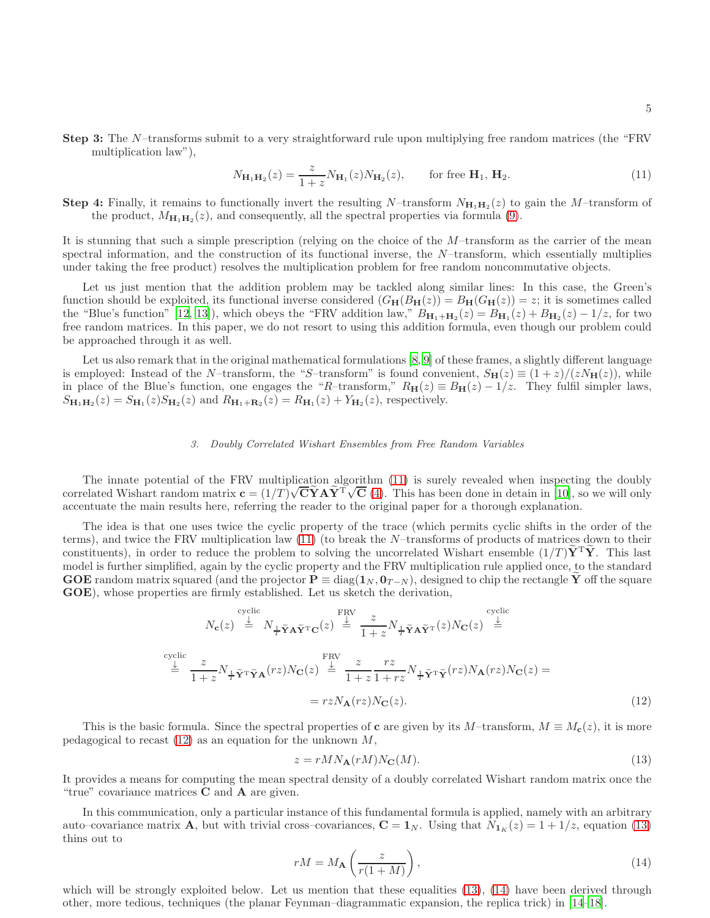**Step 3:** The $N$–transforms submit to a very straightforward rule upon multiplying free random matrices (the "FRV multiplication law"),

$$N_{\mathbf{H}_1\mathbf{H}_2}(z) = \frac{z}{1+z} N_{\mathbf{H}_1}(z) N_{\mathbf{H}_2}(z), \qquad \text{for free } \mathbf{H}_1,\ \mathbf{H}_2. \tag{11}$$

**Step 4:** Finally, it remains to functionally invert the resulting $N$–transform $N_{\mathbf{H}_1\mathbf{H}_2}(z)$ to gain the $M$–transform of the product, $M_{\mathbf{H}_1\mathbf{H}_2}(z)$, and consequently, all the spectral properties via formula (9).

It is stunning that such a simple prescription (relying on the choice of the $M$–transform as the carrier of the mean spectral information, and the construction of its functional inverse, the $N$–transform, which essentially multiplies under taking the free product) resolves the multiplication problem for free random noncommutative objects.

Let us just mention that the addition problem may be tackled along similar lines: In this case, the Green's function should be exploited, its functional inverse considered ($G_{\mathbf{H}}(B_{\mathbf{H}}(z)) = B_{\mathbf{H}}(G_{\mathbf{H}}(z)) = z$; it is sometimes called the "Blue's function" [12, 13]), which obeys the "FRV addition law," $B_{\mathbf{H}_1+\mathbf{H}_2}(z) = B_{\mathbf{H}_1}(z) + B_{\mathbf{H}_2}(z) - 1/z$, for two free random matrices. In this paper, we do not resort to using this addition formula, even though our problem could be approached through it as well.

Let us also remark that in the original mathematical formulations [8, 9] of these frames, a slightly different language is employed: Instead of the $N$–transform, the "$S$–transform" is found convenient, $S_{\mathbf{H}}(z) \equiv (1+z)/(zN_{\mathbf{H}}(z))$, while in place of the Blue's function, one engages the "$R$–transform," $R_{\mathbf{H}}(z) \equiv B_{\mathbf{H}}(z) - 1/z$. They fulfil simpler laws, $S_{\mathbf{H}_1\mathbf{H}_2}(z) = S_{\mathbf{H}_1}(z)S_{\mathbf{H}_2}(z)$ and $R_{\mathbf{H}_1+\mathbf{R}_2}(z) = R_{\mathbf{H}_1}(z) + Y_{\mathbf{H}_2}(z)$, respectively.

### *3. Doubly Correlated Wishart Ensembles from Free Random Variables*

The innate potential of the FRV multiplication algorithm (11) is surely revealed when inspecting the doubly correlated Wishart random matrix $\mathbf{c} = (1/T)\sqrt{\mathbf{C}}\widetilde{\mathbf{Y}}\mathbf{A}\widetilde{\mathbf{Y}}^{\mathrm{T}}\sqrt{\mathbf{C}}$ (4). This has been done in detain in [10], so we will only accentuate the main results here, referring the reader to the original paper for a thorough explanation.

The idea is that one uses twice the cyclic property of the trace (which permits cyclic shifts in the order of the terms), and twice the FRV multiplication law (11) (to break the $N$–transforms of products of matrices down to their constituents), in order to reduce the problem to solving the uncorrelated Wishart ensemble $(1/T)\widetilde{\mathbf{Y}}^{\mathrm{T}}\widetilde{\mathbf{Y}}$. This last model is further simplified, again by the cyclic property and the FRV multiplication rule applied once, to the standard **GOE** random matrix squared (and the projector $\mathbf{P} \equiv \mathrm{diag}(\mathbf{1}_N, \mathbf{0}_{T-N})$, designed to chip the rectangle $\widetilde{\mathbf{Y}}$ off the square **GOE**), whose properties are firmly established. Let us sketch the derivation,

$$\begin{aligned}
N_{\mathbf{c}}(z) &\overset{\text{cyclic}}{\overset{\downarrow}{=}} N_{\frac{1}{T}\widetilde{\mathbf{Y}}\mathbf{A}\widetilde{\mathbf{Y}}^{\mathrm{T}}\mathbf{C}}(z) \overset{\text{FRV}}{\overset{\downarrow}{=}} \frac{z}{1+z} N_{\frac{1}{T}\widetilde{\mathbf{Y}}\mathbf{A}\widetilde{\mathbf{Y}}^{\mathrm{T}}}(z) N_{\mathbf{C}}(z) \overset{\text{cyclic}}{\overset{\downarrow}{=}} \\
&\overset{\text{cyclic}}{\overset{\downarrow}{=}} \frac{z}{1+z} N_{\frac{1}{T}\widetilde{\mathbf{Y}}^{\mathrm{T}}\widetilde{\mathbf{Y}}\mathbf{A}}(rz) N_{\mathbf{C}}(z) \overset{\text{FRV}}{\overset{\downarrow}{=}} \frac{z}{1+z}\frac{rz}{1+rz} N_{\frac{1}{T}\widetilde{\mathbf{Y}}^{\mathrm{T}}\widetilde{\mathbf{Y}}}(rz) N_{\mathbf{A}}(rz) N_{\mathbf{C}}(z) = \\
&= rz N_{\mathbf{A}}(rz) N_{\mathbf{C}}(z).
\end{aligned} \tag{12}$$

This is the basic formula. Since the spectral properties of $\mathbf{c}$ are given by its $M$–transform, $M \equiv M_{\mathbf{c}}(z)$, it is more pedagogical to recast (12) as an equation for the unknown $M$,

$$z = rMN_{\mathbf{A}}(rM)N_{\mathbf{C}}(M). \tag{13}$$

It provides a means for computing the mean spectral density of a doubly correlated Wishart random matrix once the "true" covariance matrices $\mathbf{C}$ and $\mathbf{A}$ are given.

In this communication, only a particular instance of this fundamental formula is applied, namely with an arbitrary auto–covariance matrix $\mathbf{A}$, but with trivial cross–covariances, $\mathbf{C} = \mathbf{1}_N$. Using that $N_{\mathbf{1}_K}(z) = 1 + 1/z$, equation (13) thins out to

$$rM = M_{\mathbf{A}}\left(\frac{z}{r(1+M)}\right), \tag{14}$$

which will be strongly exploited below. Let us mention that these equalities (13), (14) have been derived through other, more tedious, techniques (the planar Feynman–diagrammatic expansion, the replica trick) in [14–18].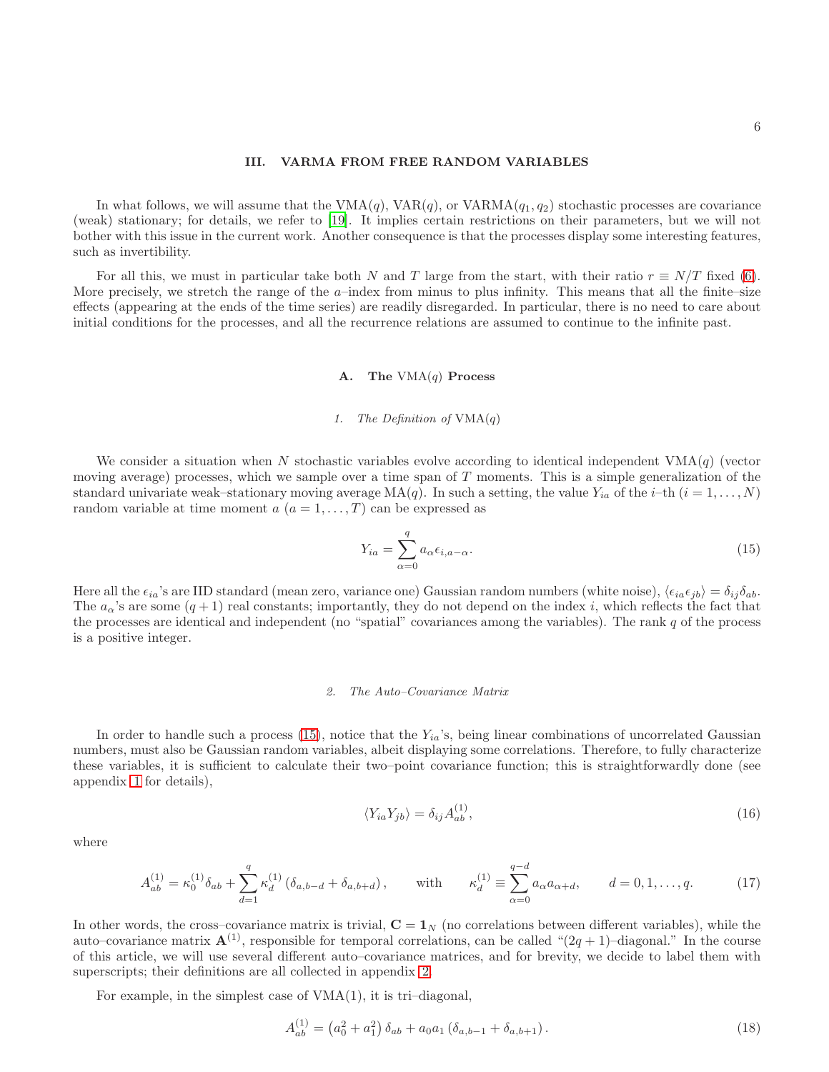## III. VARMA FROM FREE RANDOM VARIABLES

In what follows, we will assume that the VMA($q$), VAR($q$), or VARMA($q_1, q_2$) stochastic processes are covariance (weak) stationary; for details, we refer to [19]. It implies certain restrictions on their parameters, but we will not bother with this issue in the current work. Another consequence is that the processes display some interesting features, such as invertibility.

For all this, we must in particular take both $N$ and $T$ large from the start, with their ratio $r \equiv N/T$ fixed (6). More precisely, we stretch the range of the $a$–index from minus to plus infinity. This means that all the finite–size effects (appearing at the ends of the time series) are readily disregarded. In particular, there is no need to care about initial conditions for the processes, and all the recurrence relations are assumed to continue to the infinite past.

### A. The VMA($q$) Process

#### 1. The Definition of VMA($q$)

We consider a situation when $N$ stochastic variables evolve according to identical independent VMA($q$) (vector moving average) processes, which we sample over a time span of $T$ moments. This is a simple generalization of the standard univariate weak–stationary moving average MA($q$). In such a setting, the value $Y_{ia}$ of the $i$–th ($i = 1, \ldots, N$) random variable at time moment $a$ ($a = 1, \ldots, T$) can be expressed as

$$Y_{ia} = \sum_{\alpha=0}^{q} a_{\alpha} \epsilon_{i,a-\alpha}. \tag{15}$$

Here all the $\epsilon_{ia}$'s are IID standard (mean zero, variance one) Gaussian random numbers (white noise), $\langle \epsilon_{ia} \epsilon_{jb} \rangle = \delta_{ij} \delta_{ab}$. The $a_{\alpha}$'s are some $(q+1)$ real constants; importantly, they do not depend on the index $i$, which reflects the fact that the processes are identical and independent (no "spatial" covariances among the variables). The rank $q$ of the process is a positive integer.

#### 2. The Auto–Covariance Matrix

In order to handle such a process (15), notice that the $Y_{ia}$'s, being linear combinations of uncorrelated Gaussian numbers, must also be Gaussian random variables, albeit displaying some correlations. Therefore, to fully characterize these variables, it is sufficient to calculate their two–point covariance function; this is straightforwardly done (see appendix 1 for details),

$$\langle Y_{ia} Y_{jb} \rangle = \delta_{ij} A^{(1)}_{ab}, \tag{16}$$

where

$$A^{(1)}_{ab} = \kappa^{(1)}_0 \delta_{ab} + \sum_{d=1}^{q} \kappa^{(1)}_d \left( \delta_{a,b-d} + \delta_{a,b+d} \right), \qquad \text{with} \qquad \kappa^{(1)}_d \equiv \sum_{\alpha=0}^{q-d} a_{\alpha} a_{\alpha+d}, \qquad d = 0, 1, \ldots, q. \tag{17}$$

In other words, the cross–covariance matrix is trivial, $\mathbf{C} = \mathbf{1}_N$ (no correlations between different variables), while the auto–covariance matrix $\mathbf{A}^{(1)}$, responsible for temporal correlations, can be called "$(2q+1)$–diagonal." In the course of this article, we will use several different auto–covariance matrices, and for brevity, we decide to label them with superscripts; their definitions are all collected in appendix 2.

For example, in the simplest case of VMA(1), it is tri–diagonal,

$$A^{(1)}_{ab} = \left( a_0^2 + a_1^2 \right) \delta_{ab} + a_0 a_1 \left( \delta_{a,b-1} + \delta_{a,b+1} \right). \tag{18}$$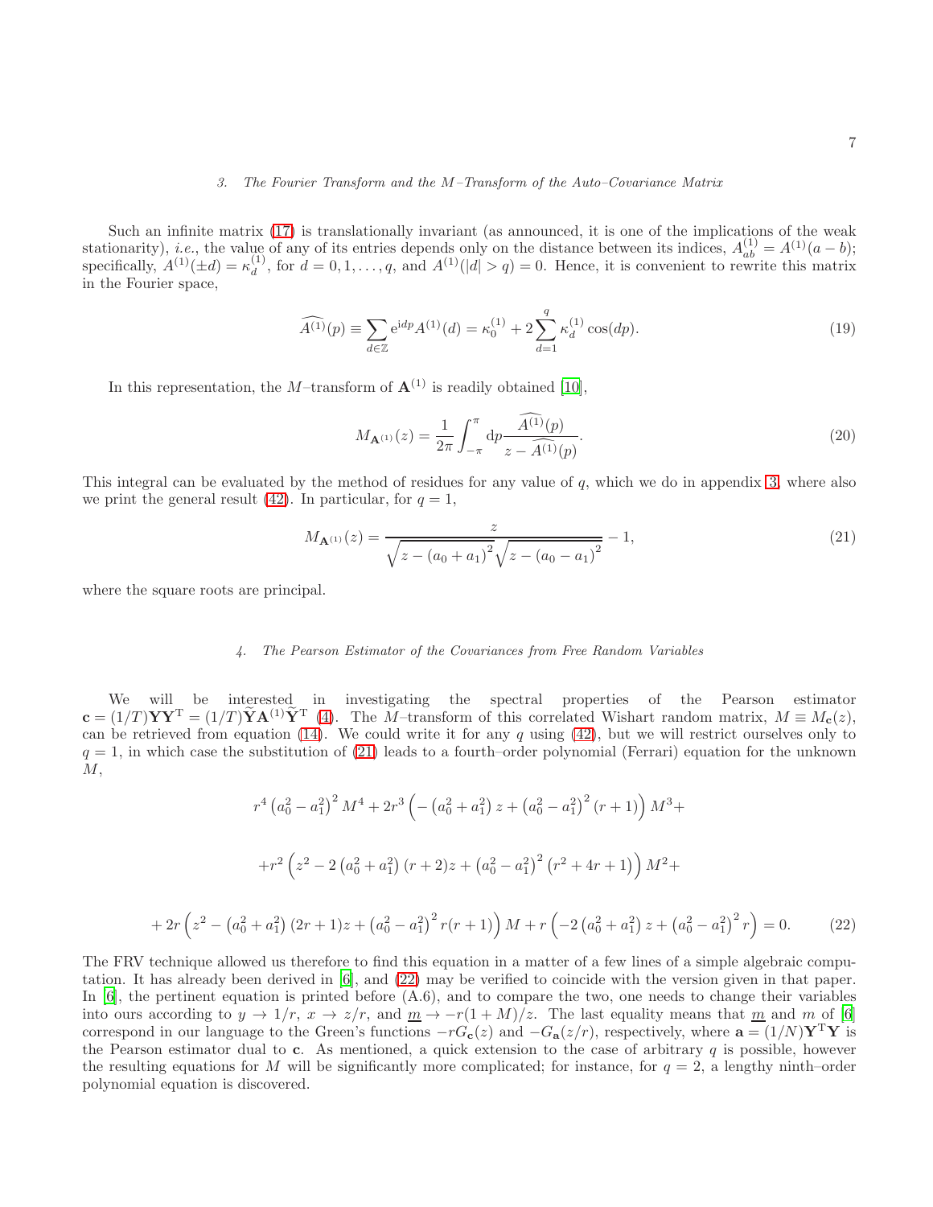### 3. The Fourier Transform and the $M$–Transform of the Auto–Covariance Matrix

Such an infinite matrix (17) is translationally invariant (as announced, it is one of the implications of the weak stationarity), *i.e.*, the value of any of its entries depends only on the distance between its indices, $A^{(1)}_{ab} = A^{(1)}(a-b)$; specifically, $A^{(1)}(\pm d) = \kappa^{(1)}_d$, for $d = 0, 1, \ldots, q$, and $A^{(1)}(|d| > q) = 0$. Hence, it is convenient to rewrite this matrix in the Fourier space,

$$\widehat{A^{(1)}}(p) \equiv \sum_{d \in \mathbb{Z}} \mathrm{e}^{\mathrm{i}dp} A^{(1)}(d) = \kappa^{(1)}_0 + 2 \sum_{d=1}^{q} \kappa^{(1)}_d \cos(dp). \tag{19}$$

In this representation, the $M$–transform of $\mathbf{A}^{(1)}$ is readily obtained [10],

$$M_{\mathbf{A}^{(1)}}(z) = \frac{1}{2\pi} \int_{-\pi}^{\pi} \mathrm{d}p \frac{\widehat{A^{(1)}}(p)}{z - \widehat{A^{(1)}}(p)}. \tag{20}$$

This integral can be evaluated by the method of residues for any value of $q$, which we do in appendix 3, where also we print the general result (42). In particular, for $q = 1$,

$$M_{\mathbf{A}^{(1)}}(z) = \frac{z}{\sqrt{z - (a_0 + a_1)^2} \sqrt{z - (a_0 - a_1)^2}} - 1, \tag{21}$$

where the square roots are principal.

### 4. The Pearson Estimator of the Covariances from Free Random Variables

We will be interested in investigating the spectral properties of the Pearson estimator $\mathbf{c} = (1/T)\mathbf{Y}\mathbf{Y}^{\mathrm{T}} = (1/T)\widetilde{\mathbf{Y}}\mathbf{A}^{(1)}\widetilde{\mathbf{Y}}^{\mathrm{T}}$ (4). The $M$–transform of this correlated Wishart random matrix, $M \equiv M_{\mathbf{c}}(z)$, can be retrieved from equation (14). We could write it for any $q$ using (42), but we will restrict ourselves only to $q = 1$, in which case the substitution of (21) leads to a fourth–order polynomial (Ferrari) equation for the unknown $M$,

$$\begin{aligned}
&r^4 \left(a_0^2 - a_1^2\right)^2 M^4 + 2r^3 \left(-\left(a_0^2 + a_1^2\right) z + \left(a_0^2 - a_1^2\right)^2 (r+1)\right) M^3 + \\
&+ r^2 \left(z^2 - 2\left(a_0^2 + a_1^2\right)(r+2) z + \left(a_0^2 - a_1^2\right)^2 \left(r^2 + 4r + 1\right)\right) M^2 + \\
&+ 2r \left(z^2 - \left(a_0^2 + a_1^2\right)(2r+1) z + \left(a_0^2 - a_1^2\right)^2 r(r+1)\right) M + r\left(-2\left(a_0^2 + a_1^2\right) z + \left(a_0^2 - a_1^2\right)^2 r\right) = 0.
\end{aligned} \tag{22}$$

The FRV technique allowed us therefore to find this equation in a matter of a few lines of a simple algebraic computation. It has already been derived in [6], and (22) may be verified to coincide with the version given in that paper. In [6], the pertinent equation is printed before (A.6), and to compare the two, one needs to change their variables into ours according to $y \to 1/r$, $x \to z/r$, and $\underline{m} \to -r(1+M)/z$. The last equality means that $\underline{m}$ and $m$ of [6] correspond in our language to the Green's functions $-rG_{\mathbf{c}}(z)$ and $-G_{\mathbf{a}}(z/r)$, respectively, where $\mathbf{a} = (1/N)\mathbf{Y}^{\mathrm{T}}\mathbf{Y}$ is the Pearson estimator dual to $\mathbf{c}$. As mentioned, a quick extension to the case of arbitrary $q$ is possible, however the resulting equations for $M$ will be significantly more complicated; for instance, for $q = 2$, a lengthy ninth–order polynomial equation is discovered.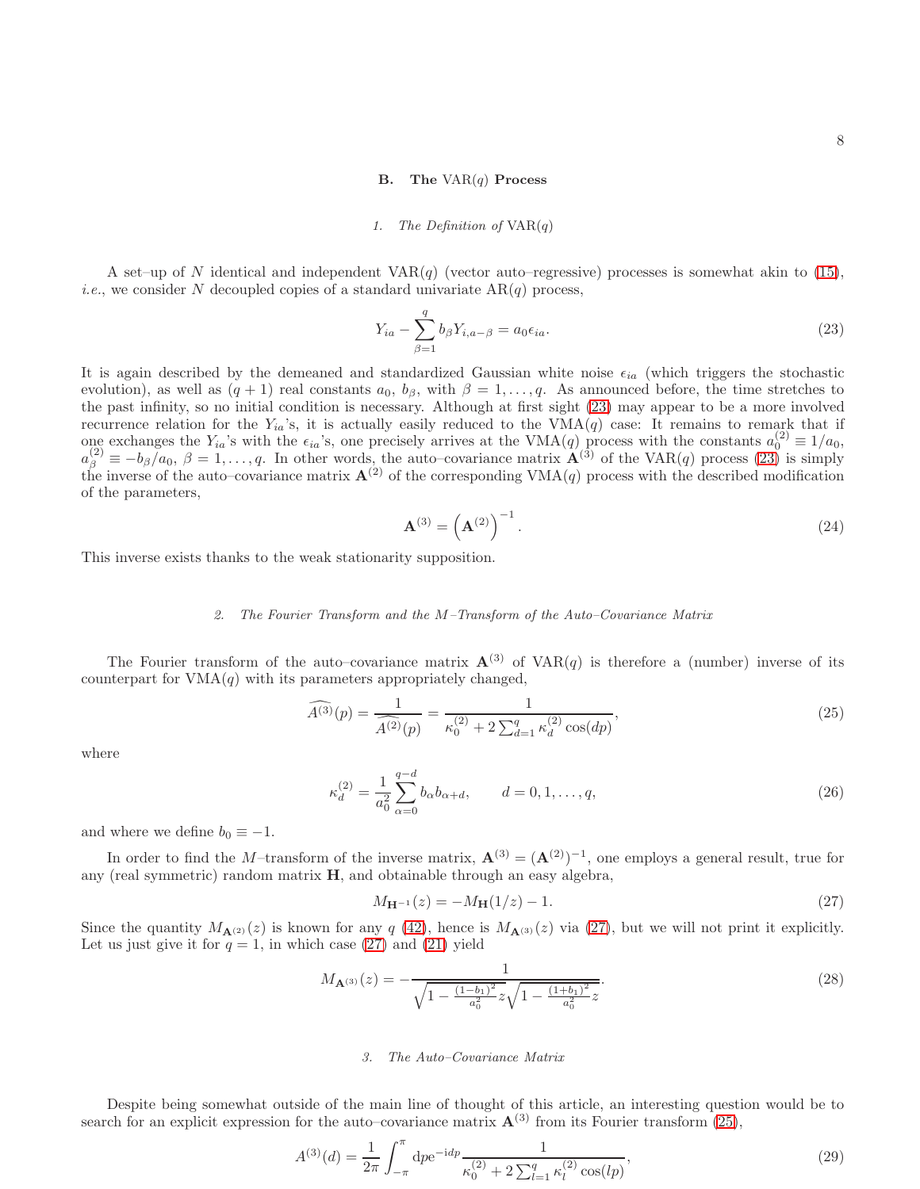### B. The VAR($q$) Process

#### 1. The Definition of VAR($q$)

A set–up of $N$ identical and independent VAR($q$) (vector auto–regressive) processes is somewhat akin to (15), *i.e.*, we consider $N$ decoupled copies of a standard univariate AR($q$) process,

$$Y_{ia} - \sum_{\beta=1}^{q} b_\beta Y_{i,a-\beta} = a_0 \epsilon_{ia}. \tag{23}$$

It is again described by the demeaned and standardized Gaussian white noise $\epsilon_{ia}$ (which triggers the stochastic evolution), as well as $(q+1)$ real constants $a_0$, $b_\beta$, with $\beta = 1, \ldots, q$. As announced before, the time stretches to the past infinity, so no initial condition is necessary. Although at first sight (23) may appear to be a more involved recurrence relation for the $Y_{ia}$'s, it is actually easily reduced to the VMA($q$) case: It remains to remark that if one exchanges the $Y_{ia}$'s with the $\epsilon_{ia}$'s, one precisely arrives at the VMA($q$) process with the constants $a_0^{(2)} \equiv 1/a_0$, $a_\beta^{(2)} \equiv -b_\beta/a_0$, $\beta = 1, \ldots, q$. In other words, the auto–covariance matrix $\mathbf{A}^{(3)}$ of the VAR($q$) process (23) is simply the inverse of the auto–covariance matrix $\mathbf{A}^{(2)}$ of the corresponding VMA($q$) process with the described modification of the parameters,

$$\mathbf{A}^{(3)} = \left(\mathbf{A}^{(2)}\right)^{-1}. \tag{24}$$

This inverse exists thanks to the weak stationarity supposition.

#### 2. The Fourier Transform and the $M$–Transform of the Auto–Covariance Matrix

The Fourier transform of the auto–covariance matrix $\mathbf{A}^{(3)}$ of VAR($q$) is therefore a (number) inverse of its counterpart for VMA($q$) with its parameters appropriately changed,

$$\widehat{A^{(3)}}(p) = \frac{1}{\widehat{A^{(2)}}(p)} = \frac{1}{\kappa_0^{(2)} + 2\sum_{d=1}^{q} \kappa_d^{(2)} \cos(dp)}, \tag{25}$$

where

$$\kappa_d^{(2)} = \frac{1}{a_0^2} \sum_{\alpha=0}^{q-d} b_\alpha b_{\alpha+d}, \qquad d = 0, 1, \ldots, q, \tag{26}$$

and where we define $b_0 \equiv -1$.

In order to find the $M$–transform of the inverse matrix, $\mathbf{A}^{(3)} = (\mathbf{A}^{(2)})^{-1}$, one employs a general result, true for any (real symmetric) random matrix $\mathbf{H}$, and obtainable through an easy algebra,

$$M_{\mathbf{H}^{-1}}(z) = -M_{\mathbf{H}}(1/z) - 1. \tag{27}$$

Since the quantity $M_{\mathbf{A}^{(2)}}(z)$ is known for any $q$ (42), hence is $M_{\mathbf{A}^{(3)}}(z)$ via (27), but we will not print it explicitly. Let us just give it for $q = 1$, in which case (27) and (21) yield

$$M_{\mathbf{A}^{(3)}}(z) = -\frac{1}{\sqrt{1 - \frac{(1-b_1)^2}{a_0^2} z}\sqrt{1 - \frac{(1+b_1)^2}{a_0^2} z}}. \tag{28}$$

#### 3. The Auto–Covariance Matrix

Despite being somewhat outside of the main line of thought of this article, an interesting question would be to search for an explicit expression for the auto–covariance matrix $\mathbf{A}^{(3)}$ from its Fourier transform (25),

$$A^{(3)}(d) = \frac{1}{2\pi} \int_{-\pi}^{\pi} \mathrm{d}p e^{-\mathrm{i}dp} \frac{1}{\kappa_0^{(2)} + 2\sum_{l=1}^{q} \kappa_l^{(2)} \cos(lp)}, \tag{29}$$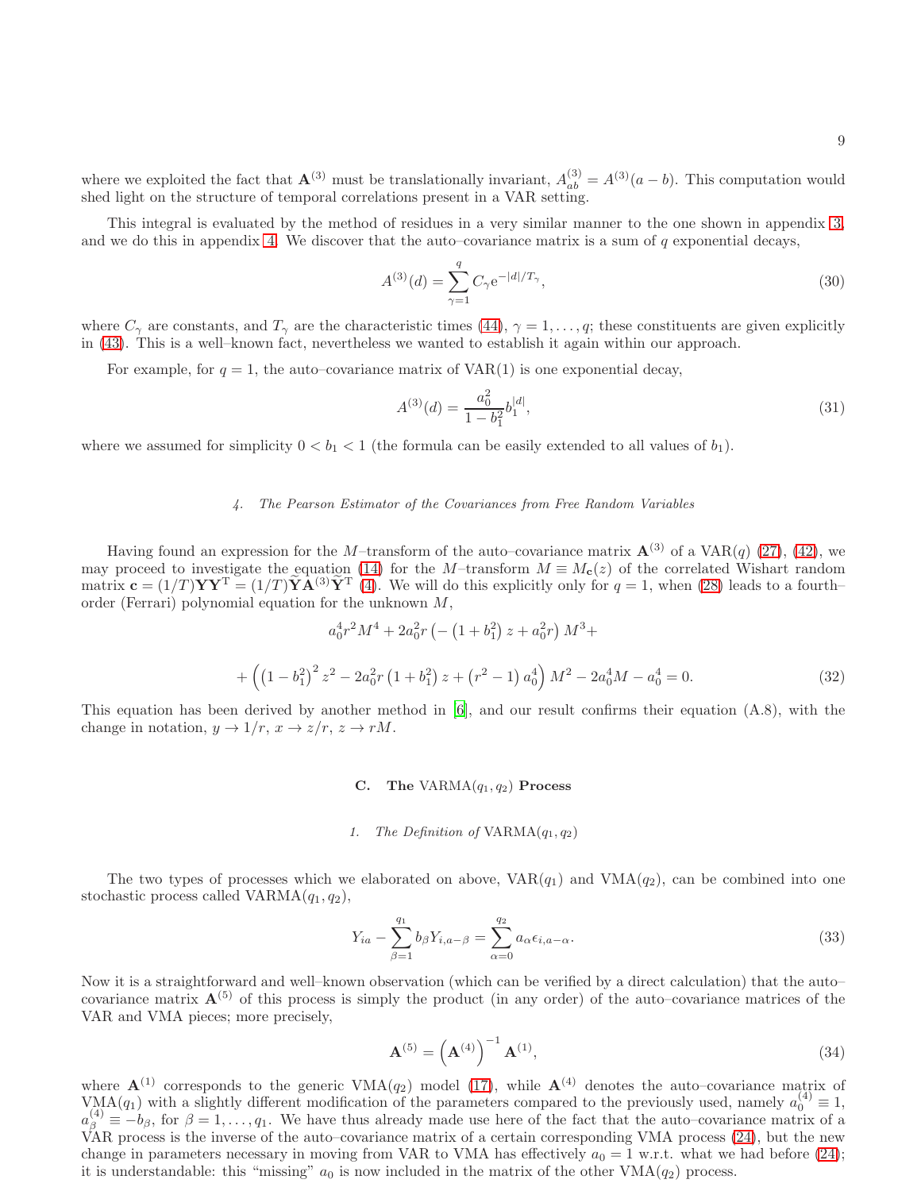where we exploited the fact that $\mathbf{A}^{(3)}$ must be translationally invariant, $A^{(3)}_{ab} = A^{(3)}(a-b)$. This computation would shed light on the structure of temporal correlations present in a VAR setting.

This integral is evaluated by the method of residues in a very similar manner to the one shown in appendix 3, and we do this in appendix 4. We discover that the auto–covariance matrix is a sum of $q$ exponential decays,

$$A^{(3)}(d) = \sum_{\gamma=1}^{q} C_{\gamma} \mathrm{e}^{-|d|/T_{\gamma}}, \tag{30}$$

where $C_{\gamma}$ are constants, and $T_{\gamma}$ are the characteristic times (44), $\gamma = 1, \ldots, q$; these constituents are given explicitly in (43). This is a well–known fact, nevertheless we wanted to establish it again within our approach.

For example, for $q = 1$, the auto–covariance matrix of VAR(1) is one exponential decay,

$$A^{(3)}(d) = \frac{a_0^2}{1 - b_1^2} b_1^{|d|}, \tag{31}$$

where we assumed for simplicity $0 < b_1 < 1$ (the formula can be easily extended to all values of $b_1$).

#### 4. The Pearson Estimator of the Covariances from Free Random Variables

Having found an expression for the $M$–transform of the auto–covariance matrix $\mathbf{A}^{(3)}$ of a VAR($q$) (27), (42), we may proceed to investigate the equation (14) for the $M$–transform $M \equiv M_{\mathbf{c}}(z)$ of the correlated Wishart random matrix $\mathbf{c} = (1/T)\mathbf{Y}\mathbf{Y}^{\mathrm{T}} = (1/T)\widetilde{\mathbf{Y}}\mathbf{A}^{(3)}\widetilde{\mathbf{Y}}^{\mathrm{T}}$ (4). We will do this explicitly only for $q = 1$, when (28) leads to a fourth–order (Ferrari) polynomial equation for the unknown $M$,

$$a_0^4 r^2 M^4 + 2a_0^2 r \left( -\left(1 + b_1^2\right) z + a_0^2 r \right) M^3 +$$

$$+ \left( \left(1 - b_1^2\right)^2 z^2 - 2a_0^2 r \left(1 + b_1^2\right) z + \left(r^2 - 1\right) a_0^4 \right) M^2 - 2a_0^4 M - a_0^4 = 0. \tag{32}$$

This equation has been derived by another method in [6], and our result confirms their equation (A.8), with the change in notation, $y \to 1/r$, $x \to z/r$, $z \to rM$.

### C. The VARMA($q_1, q_2$) Process

#### 1. The Definition of VARMA($q_1, q_2$)

The two types of processes which we elaborated on above, VAR($q_1$) and VMA($q_2$), can be combined into one stochastic process called VARMA($q_1, q_2$),

$$Y_{ia} - \sum_{\beta=1}^{q_1} b_{\beta} Y_{i,a-\beta} = \sum_{\alpha=0}^{q_2} a_{\alpha} \epsilon_{i,a-\alpha}. \tag{33}$$

Now it is a straightforward and well–known observation (which can be verified by a direct calculation) that the auto–covariance matrix $\mathbf{A}^{(5)}$ of this process is simply the product (in any order) of the auto–covariance matrices of the VAR and VMA pieces; more precisely,

$$\mathbf{A}^{(5)} = \left(\mathbf{A}^{(4)}\right)^{-1} \mathbf{A}^{(1)}, \tag{34}$$

where $\mathbf{A}^{(1)}$ corresponds to the generic VMA($q_2$) model (17), while $\mathbf{A}^{(4)}$ denotes the auto–covariance matrix of VMA($q_1$) with a slightly different modification of the parameters compared to the previously used, namely $a_0^{(4)} \equiv 1$, $a_{\beta}^{(4)} \equiv -b_{\beta}$, for $\beta = 1, \ldots, q_1$. We have thus already made use here of the fact that the auto–covariance matrix of a VAR process is the inverse of the auto–covariance matrix of a certain corresponding VMA process (24), but the new change in parameters necessary in moving from VAR to VMA has effectively $a_0 = 1$ w.r.t. what we had before (24); it is understandable: this "missing" $a_0$ is now included in the matrix of the other VMA($q_2$) process.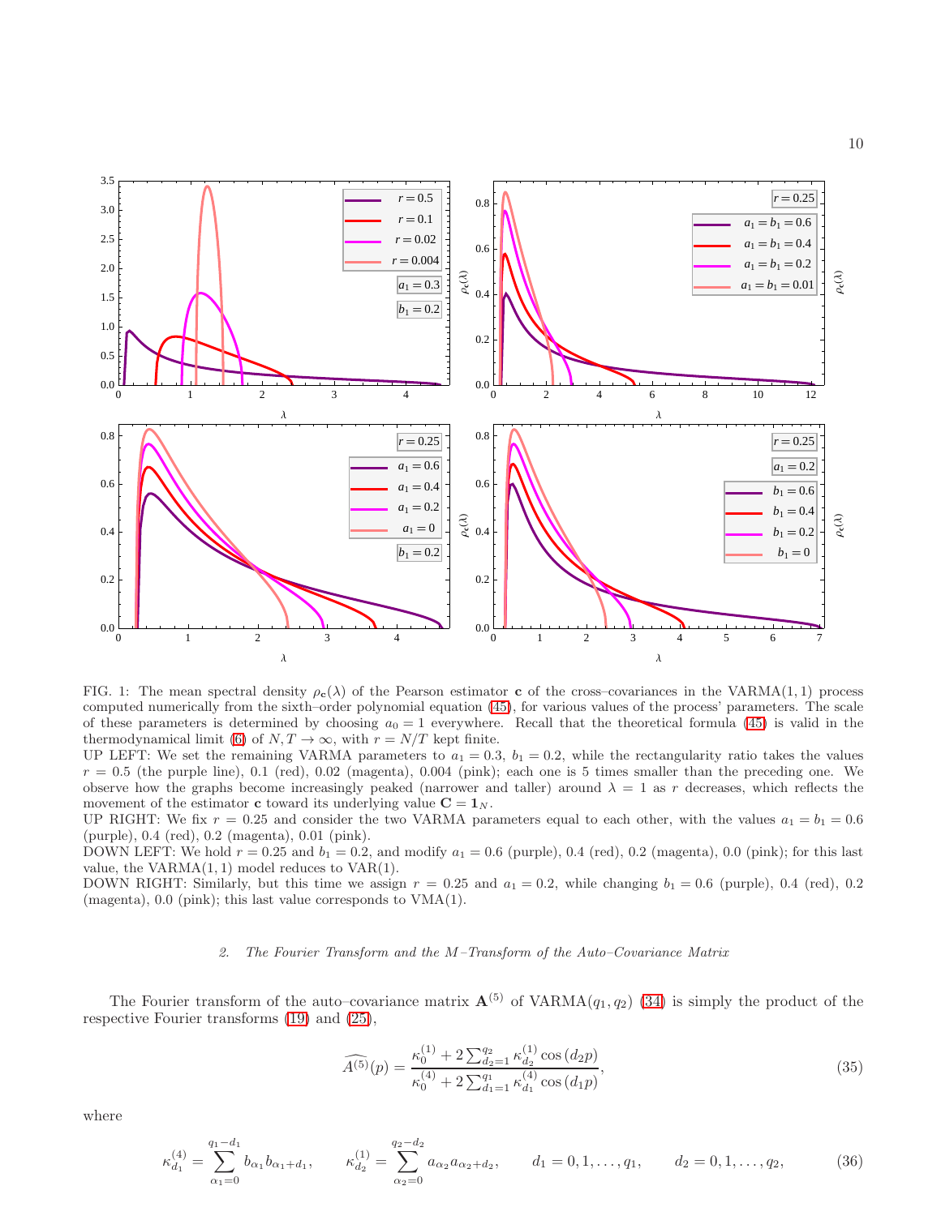FIG. 1: The mean spectral density $\rho_{\mathbf{c}}(\lambda)$ of the Pearson estimator $\mathbf{c}$ of the cross–covariances in the VARMA$(1,1)$ process computed numerically from the sixth–order polynomial equation (45), for various values of the process' parameters. The scale of these parameters is determined by choosing $a_0 = 1$ everywhere. Recall that the theoretical formula (45) is valid in the thermodynamical limit (6) of $N, T \to \infty$, with $r = N/T$ kept finite.
UP LEFT: We set the remaining VARMA parameters to $a_1 = 0.3$, $b_1 = 0.2$, while the rectangularity ratio takes the values $r = 0.5$ (the purple line), 0.1 (red), 0.02 (magenta), 0.004 (pink); each one is 5 times smaller than the preceding one. We observe how the graphs become increasingly peaked (narrower and taller) around $\lambda = 1$ as $r$ decreases, which reflects the movement of the estimator $\mathbf{c}$ toward its underlying value $\mathbf{C} = \mathbf{1}_N$.
UP RIGHT: We fix $r = 0.25$ and consider the two VARMA parameters equal to each other, with the values $a_1 = b_1 = 0.6$ (purple), 0.4 (red), 0.2 (magenta), 0.01 (pink).
DOWN LEFT: We hold $r = 0.25$ and $b_1 = 0.2$, and modify $a_1 = 0.6$ (purple), 0.4 (red), 0.2 (magenta), 0.0 (pink); for this last value, the VARMA$(1,1)$ model reduces to VAR$(1)$.
DOWN RIGHT: Similarly, but this time we assign $r = 0.25$ and $a_1 = 0.2$, while changing $b_1 = 0.6$ (purple), 0.4 (red), 0.2 (magenta), 0.0 (pink); this last value corresponds to VMA$(1)$.

### 2. The Fourier Transform and the M–Transform of the Auto–Covariance Matrix

The Fourier transform of the auto–covariance matrix $\mathbf{A}^{(5)}$ of VARMA$(q_1, q_2)$ (34) is simply the product of the respective Fourier transforms (19) and (25),

$$\widehat{A^{(5)}}(p) = \frac{\kappa_0^{(1)} + 2\sum_{d_2=1}^{q_2} \kappa_{d_2}^{(1)} \cos(d_2 p)}{\kappa_0^{(4)} + 2\sum_{d_1=1}^{q_1} \kappa_{d_1}^{(4)} \cos(d_1 p)}, \tag{35}$$

where

$$\kappa_{d_1}^{(4)} = \sum_{\alpha_1=0}^{q_1-d_1} b_{\alpha_1} b_{\alpha_1+d_1}, \qquad \kappa_{d_2}^{(1)} = \sum_{\alpha_2=0}^{q_2-d_2} a_{\alpha_2} a_{\alpha_2+d_2}, \qquad d_1 = 0, 1, \ldots, q_1, \qquad d_2 = 0, 1, \ldots, q_2, \tag{36}$$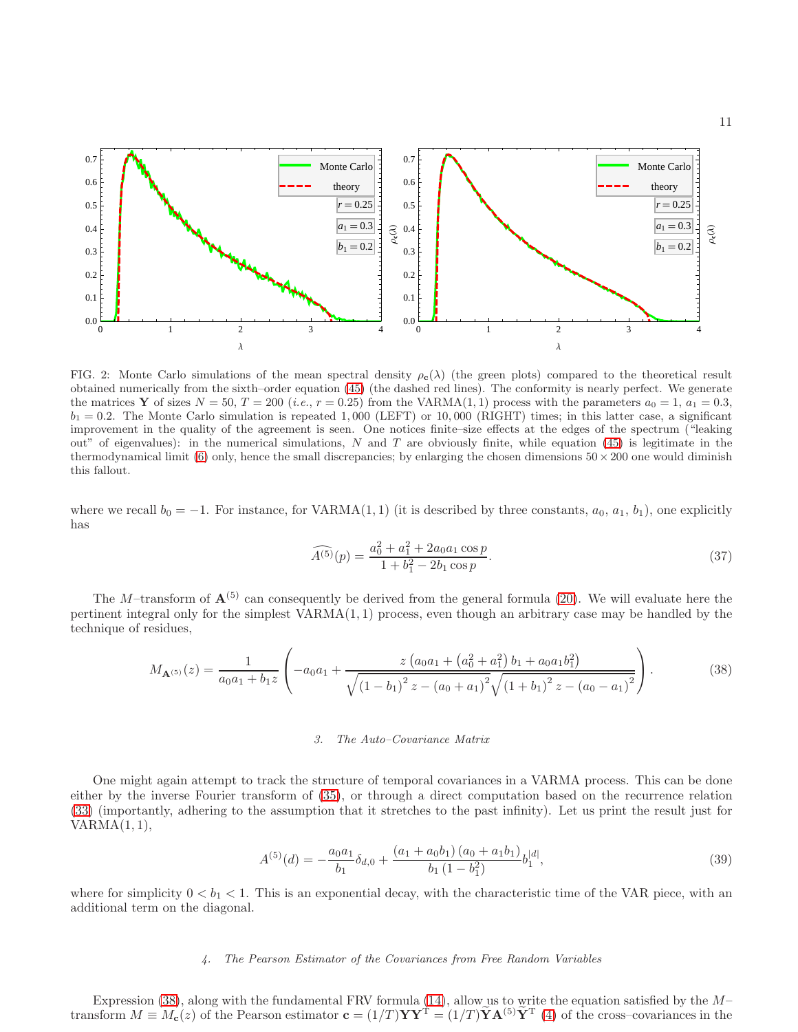FIG. 2: Monte Carlo simulations of the mean spectral density $\rho_{\mathbf{c}}(\lambda)$ (the green plots) compared to the theoretical result obtained numerically from the sixth–order equation (45) (the dashed red lines). The conformity is nearly perfect. We generate the matrices $\mathbf{Y}$ of sizes $N = 50$, $T = 200$ (*i.e.*, $r = 0.25$) from the VARMA(1, 1) process with the parameters $a_0 = 1$, $a_1 = 0.3$, $b_1 = 0.2$. The Monte Carlo simulation is repeated 1,000 (LEFT) or 10,000 (RIGHT) times; in this latter case, a significant improvement in the quality of the agreement is seen. One notices finite–size effects at the edges of the spectrum ("leaking out" of eigenvalues): in the numerical simulations, $N$ and $T$ are obviously finite, while equation (45) is legitimate in the thermodynamical limit (6) only, hence the small discrepancies; by enlarging the chosen dimensions $50 \times 200$ one would diminish this fallout.

where we recall $b_0 = -1$. For instance, for VARMA(1, 1) (it is described by three constants, $a_0$, $a_1$, $b_1$), one explicitly has

$$\widehat{A^{(5)}}(p) = \frac{a_0^2 + a_1^2 + 2a_0 a_1 \cos p}{1 + b_1^2 - 2b_1 \cos p}. \tag{37}$$

The $M$–transform of $\mathbf{A}^{(5)}$ can consequently be derived from the general formula (20). We will evaluate here the pertinent integral only for the simplest VARMA(1, 1) process, even though an arbitrary case may be handled by the technique of residues,

$$M_{\mathbf{A}^{(5)}}(z) = \frac{1}{a_0 a_1 + b_1 z} \left( -a_0 a_1 + \frac{z\left(a_0 a_1 + \left(a_0^2 + a_1^2\right) b_1 + a_0 a_1 b_1^2\right)}{\sqrt{\left(1 - b_1\right)^2 z - \left(a_0 + a_1\right)^2} \sqrt{\left(1 + b_1\right)^2 z - \left(a_0 - a_1\right)^2}} \right). \tag{38}$$

### 3. The Auto–Covariance Matrix

One might again attempt to track the structure of temporal covariances in a VARMA process. This can be done either by the inverse Fourier transform of (35), or through a direct computation based on the recurrence relation (33) (importantly, adhering to the assumption that it stretches to the past infinity). Let us print the result just for VARMA(1, 1),

$$A^{(5)}(d) = -\frac{a_0 a_1}{b_1} \delta_{d,0} + \frac{\left(a_1 + a_0 b_1\right)\left(a_0 + a_1 b_1\right)}{b_1\left(1 - b_1^2\right)} b_1^{|d|}, \tag{39}$$

where for simplicity $0 < b_1 < 1$. This is an exponential decay, with the characteristic time of the VAR piece, with an additional term on the diagonal.

### 4. The Pearson Estimator of the Covariances from Free Random Variables

Expression (38), along with the fundamental FRV formula (14), allow us to write the equation satisfied by the $M$–transform $M \equiv M_{\mathbf{c}}(z)$ of the Pearson estimator $\mathbf{c} = (1/T)\mathbf{Y}\mathbf{Y}^{\mathrm{T}} = (1/T)\widetilde{\mathbf{Y}}\mathbf{A}^{(5)}\widetilde{\mathbf{Y}}^{\mathrm{T}}$ (4) of the cross–covariances in the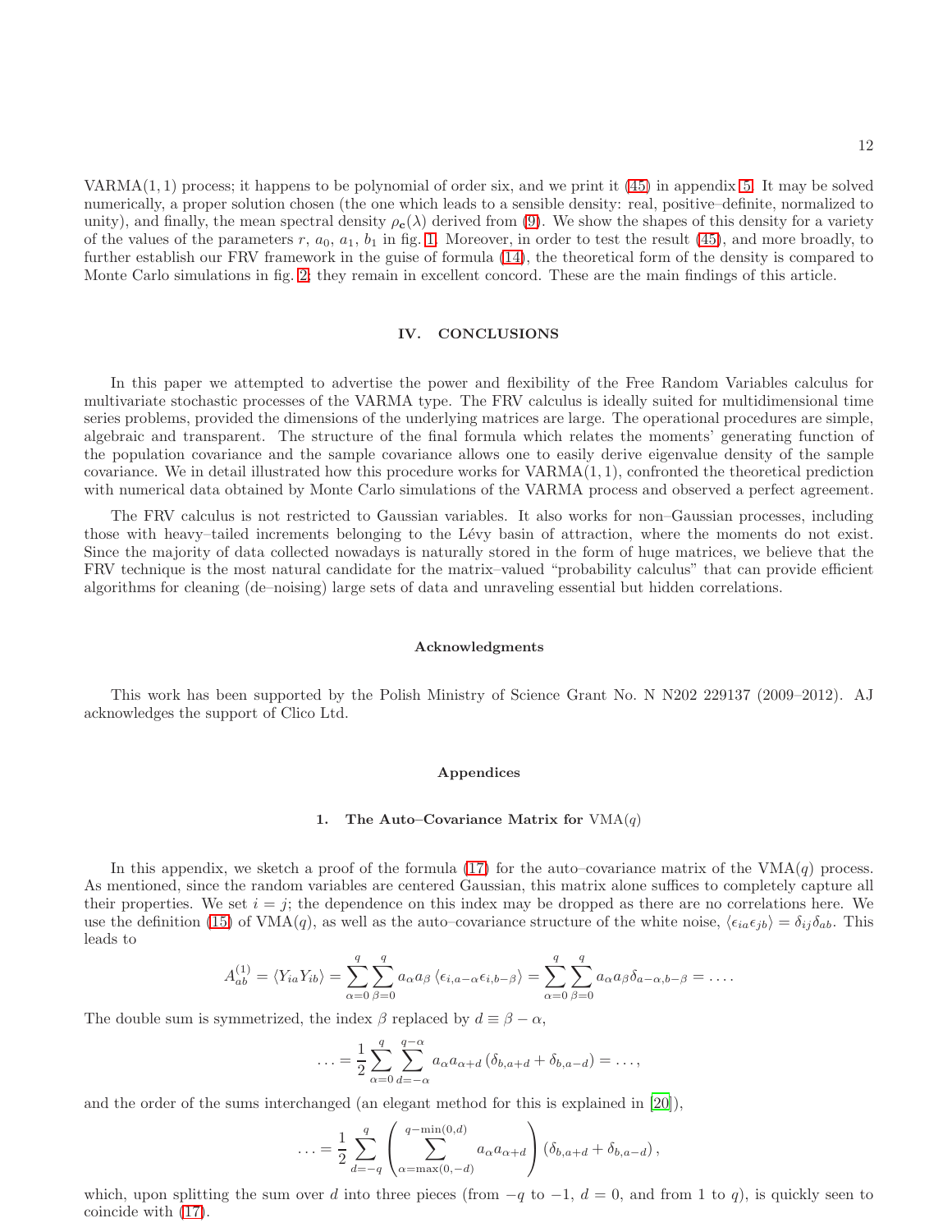VARMA(1, 1) process; it happens to be polynomial of order six, and we print it (45) in appendix 5. It may be solved numerically, a proper solution chosen (the one which leads to a sensible density: real, positive–definite, normalized to unity), and finally, the mean spectral density $\rho_{\mathbf{c}}(\lambda)$ derived from (9). We show the shapes of this density for a variety of the values of the parameters $r$, $a_0$, $a_1$, $b_1$ in fig. 1. Moreover, in order to test the result (45), and more broadly, to further establish our FRV framework in the guise of formula (14), the theoretical form of the density is compared to Monte Carlo simulations in fig. 2; they remain in excellent concord. These are the main findings of this article.

## IV. CONCLUSIONS

In this paper we attempted to advertise the power and flexibility of the Free Random Variables calculus for multivariate stochastic processes of the VARMA type. The FRV calculus is ideally suited for multidimensional time series problems, provided the dimensions of the underlying matrices are large. The operational procedures are simple, algebraic and transparent. The structure of the final formula which relates the moments' generating function of the population covariance and the sample covariance allows one to easily derive eigenvalue density of the sample covariance. We in detail illustrated how this procedure works for VARMA(1, 1), confronted the theoretical prediction with numerical data obtained by Monte Carlo simulations of the VARMA process and observed a perfect agreement.

The FRV calculus is not restricted to Gaussian variables. It also works for non–Gaussian processes, including those with heavy–tailed increments belonging to the Lévy basin of attraction, where the moments do not exist. Since the majority of data collected nowadays is naturally stored in the form of huge matrices, we believe that the FRV technique is the most natural candidate for the matrix–valued "probability calculus" that can provide efficient algorithms for cleaning (de–noising) large sets of data and unraveling essential but hidden correlations.

### Acknowledgments

This work has been supported by the Polish Ministry of Science Grant No. N N202 229137 (2009–2012). AJ acknowledges the support of Clico Ltd.

### Appendices

#### 1. The Auto–Covariance Matrix for VMA($q$)

In this appendix, we sketch a proof of the formula (17) for the auto–covariance matrix of the VMA($q$) process. As mentioned, since the random variables are centered Gaussian, this matrix alone suffices to completely capture all their properties. We set $i = j$; the dependence on this index may be dropped as there are no correlations here. We use the definition (15) of VMA($q$), as well as the auto–covariance structure of the white noise, $\langle \epsilon_{ia}\epsilon_{jb}\rangle = \delta_{ij}\delta_{ab}$. This leads to

$$A^{(1)}_{ab} = \langle Y_{ia}Y_{ib}\rangle = \sum_{\alpha=0}^{q}\sum_{\beta=0}^{q} a_\alpha a_\beta \langle \epsilon_{i,a-\alpha}\epsilon_{i,b-\beta}\rangle = \sum_{\alpha=0}^{q}\sum_{\beta=0}^{q} a_\alpha a_\beta \delta_{a-\alpha,b-\beta} = \ldots .$$

The double sum is symmetrized, the index $\beta$ replaced by $d \equiv \beta - \alpha$,

$$\ldots = \frac{1}{2}\sum_{\alpha=0}^{q}\sum_{d=-\alpha}^{q-\alpha} a_\alpha a_{\alpha+d}\left(\delta_{b,a+d} + \delta_{b,a-d}\right) = \ldots ,$$

and the order of the sums interchanged (an elegant method for this is explained in [20]),

$$\ldots = \frac{1}{2}\sum_{d=-q}^{q}\left(\sum_{\alpha=\max(0,-d)}^{q-\min(0,d)} a_\alpha a_{\alpha+d}\right)\left(\delta_{b,a+d} + \delta_{b,a-d}\right),$$

which, upon splitting the sum over $d$ into three pieces (from $-q$ to $-1$, $d = 0$, and from 1 to $q$), is quickly seen to coincide with (17).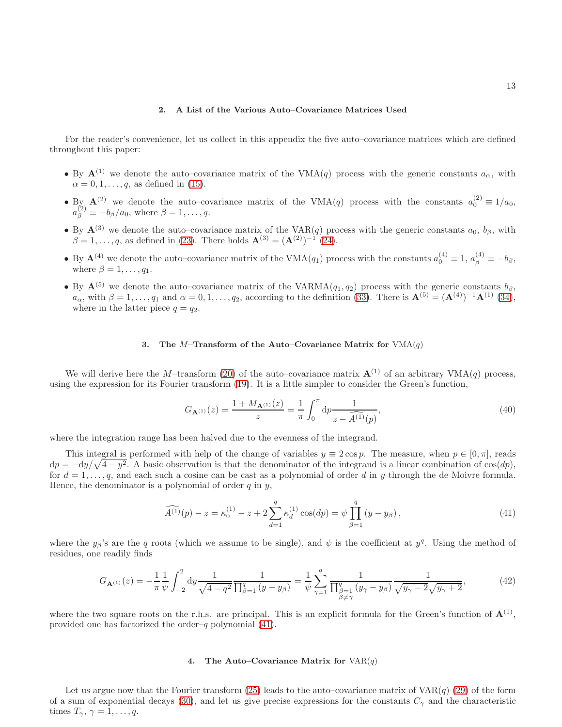### 2. A List of the Various Auto–Covariance Matrices Used

For the reader's convenience, let us collect in this appendix the five auto–covariance matrices which are defined throughout this paper:

- By $\mathbf{A}^{(1)}$ we denote the auto–covariance matrix of the VMA($q$) process with the generic constants $a_\alpha$, with $\alpha = 0, 1, \ldots, q$, as defined in (15).
- By $\mathbf{A}^{(2)}$ we denote the auto–covariance matrix of the VMA($q$) process with the constants $a_0^{(2)} \equiv 1/a_0$, $a_\beta^{(2)} \equiv -b_\beta/a_0$, where $\beta = 1, \ldots, q$.
- By $\mathbf{A}^{(3)}$ we denote the auto–covariance matrix of the VAR($q$) process with the generic constants $a_0$, $b_\beta$, with $\beta = 1, \ldots, q$, as defined in (23). There holds $\mathbf{A}^{(3)} = (\mathbf{A}^{(2)})^{-1}$ (24).
- By $\mathbf{A}^{(4)}$ we denote the auto–covariance matrix of the VMA($q_1$) process with the constants $a_0^{(4)} \equiv 1$, $a_\beta^{(4)} \equiv -b_\beta$, where $\beta = 1, \ldots, q_1$.
- By $\mathbf{A}^{(5)}$ we denote the auto–covariance matrix of the VARMA($q_1, q_2$) process with the generic constants $b_\beta$, $a_\alpha$, with $\beta = 1, \ldots, q_1$ and $\alpha = 0, 1, \ldots, q_2$, according to the definition (33). There is $\mathbf{A}^{(5)} = (\mathbf{A}^{(4)})^{-1}\mathbf{A}^{(1)}$ (34), where in the latter piece $q = q_2$.

### 3. The $M$–Transform of the Auto–Covariance Matrix for VMA($q$)

We will derive here the $M$–transform (20) of the auto–covariance matrix $\mathbf{A}^{(1)}$ of an arbitrary VMA($q$) process, using the expression for its Fourier transform (19). It is a little simpler to consider the Green's function,

$$G_{\mathbf{A}^{(1)}}(z) = \frac{1 + M_{\mathbf{A}^{(1)}}(z)}{z} = \frac{1}{\pi}\int_0^\pi \mathrm{d}p \frac{1}{z - \widehat{A^{(1)}}(p)}, \tag{40}$$

where the integration range has been halved due to the evenness of the integrand.

This integral is performed with help of the change of variables $y \equiv 2\cos p$. The measure, when $p \in [0, \pi]$, reads $\mathrm{d}p = -\mathrm{d}y/\sqrt{4 - y^2}$. A basic observation is that the denominator of the integrand is a linear combination of $\cos(dp)$, for $d = 1, \ldots, q$, and each such a cosine can be cast as a polynomial of order $d$ in $y$ through the de Moivre formula. Hence, the denominator is a polynomial of order $q$ in $y$,

$$\widehat{A^{(1)}}(p) - z = \kappa_0^{(1)} - z + 2\sum_{d=1}^{q} \kappa_d^{(1)} \cos(dp) = \psi \prod_{\beta=1}^{q} (y - y_\beta), \tag{41}$$

where the $y_\beta$'s are the $q$ roots (which we assume to be single), and $\psi$ is the coefficient at $y^q$. Using the method of residues, one readily finds

$$G_{\mathbf{A}^{(1)}}(z) = -\frac{1}{\pi}\frac{1}{\psi}\int_{-2}^{2} \mathrm{d}y \frac{1}{\sqrt{4 - q^2}} \frac{1}{\prod_{\beta=1}^{q}(y - y_\beta)} = \frac{1}{\psi}\sum_{\gamma=1}^{q} \frac{1}{\prod_{\substack{\beta=1 \\ \beta \neq \gamma}}^{q} (y_\gamma - y_\beta)} \frac{1}{\sqrt{y_\gamma - 2}\sqrt{y_\gamma + 2}}, \tag{42}$$

where the two square roots on the r.h.s. are principal. This is an explicit formula for the Green's function of $\mathbf{A}^{(1)}$, provided one has factorized the order–$q$ polynomial (41).

### 4. The Auto–Covariance Matrix for VAR($q$)

Let us argue now that the Fourier transform (25) leads to the auto–covariance matrix of VAR($q$) (29) of the form of a sum of exponential decays (30), and let us give precise expressions for the constants $C_\gamma$ and the characteristic times $T_\gamma$, $\gamma = 1, \ldots, q$.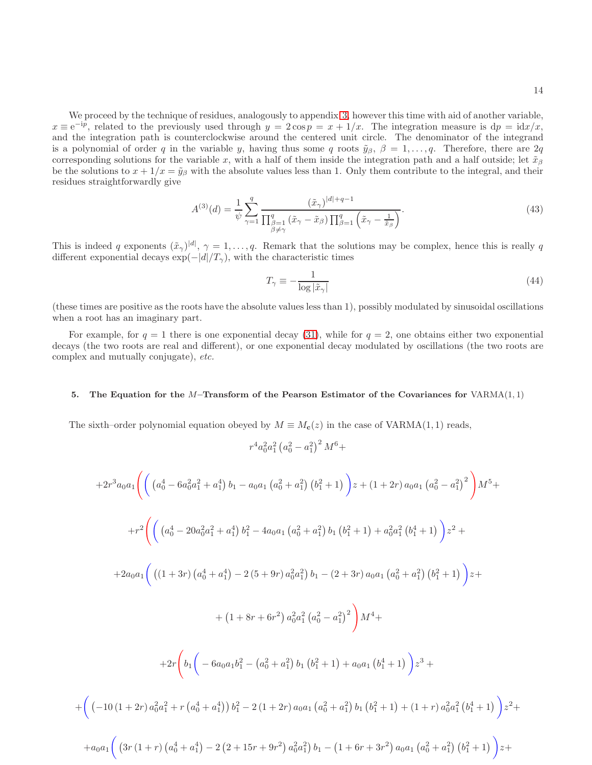We proceed by the technique of residues, analogously to appendix 3, however this time with aid of another variable, $x \equiv \mathrm{e}^{-\mathrm{i}p}$, related to the previously used through $y = 2\cos p = x + 1/x$. The integration measure is $\mathrm{d}p = \mathrm{i}\mathrm{d}x/x$, and the integration path is counterclockwise around the centered unit circle. The denominator of the integrand is a polynomial of order $q$ in the variable $y$, having thus some $q$ roots $\tilde{y}_\beta$, $\beta = 1, \ldots, q$. Therefore, there are $2q$ corresponding solutions for the variable $x$, with a half of them inside the integration path and a half outside; let $\tilde{x}_\beta$ be the solutions to $x + 1/x = \tilde{y}_\beta$ with the absolute values less than 1. Only them contribute to the integral, and their residues straightforwardly give

$$A^{(3)}(d) = \frac{1}{\psi} \sum_{\gamma=1}^{q} \frac{(\tilde{x}_\gamma)^{|d|+q-1}}{\prod_{\substack{\beta=1 \\ \beta\neq\gamma}}^{q} (\tilde{x}_\gamma - \tilde{x}_\beta) \prod_{\beta=1}^{q} \left(\tilde{x}_\gamma - \frac{1}{\tilde{x}_\beta}\right)}. \tag{43}$$

This is indeed $q$ exponents $(\tilde{x}_\gamma)^{|d|}$, $\gamma = 1, \ldots, q$. Remark that the solutions may be complex, hence this is really $q$ different exponential decays $\exp(-|d|/T_\gamma)$, with the characteristic times

$$T_\gamma \equiv -\frac{1}{\log |\tilde{x}_\gamma|} \tag{44}$$

(these times are positive as the roots have the absolute values less than 1), possibly modulated by sinusoidal oscillations when a root has an imaginary part.

For example, for $q = 1$ there is one exponential decay (31), while for $q = 2$, one obtains either two exponential decays (the two roots are real and different), or one exponential decay modulated by oscillations (the two roots are complex and mutually conjugate), *etc.*

## 5. The Equation for the $M$–Transform of the Pearson Estimator of the Covariances for VARMA$(1,1)$

The sixth–order polynomial equation obeyed by $M \equiv M_{\mathbf{c}}(z)$ in the case of VARMA$(1,1)$ reads,

$$r^4 a_0^2 a_1^2 \left(a_0^2 - a_1^2\right)^2 M^6 +$$

$$+2r^3 a_0 a_1 \Bigg( \Big( \left(a_0^4 - 6a_0^2 a_1^2 + a_1^4\right) b_1 - a_0 a_1 \left(a_0^2 + a_1^2\right) \left(b_1^2 + 1\right) \Big) z + (1 + 2r) a_0 a_1 \left(a_0^2 - a_1^2\right)^2 \Bigg) M^5 +$$

$$+r^2 \Bigg( \Big( \left(a_0^4 - 20a_0^2 a_1^2 + a_1^4\right) b_1^2 - 4a_0 a_1 \left(a_0^2 + a_1^2\right) b_1 \left(b_1^2 + 1\right) + a_0^2 a_1^2 \left(b_1^4 + 1\right) \Big) z^2 +$$

$$+2a_0 a_1 \Big( \left((1 + 3r) \left(a_0^4 + a_1^4\right) - 2(5 + 9r) a_0^2 a_1^2\right) b_1 - (2 + 3r) a_0 a_1 \left(a_0^2 + a_1^2\right) \left(b_1^2 + 1\right) \Big) z +$$

$$+ \left(1 + 8r + 6r^2\right) a_0^2 a_1^2 \left(a_0^2 - a_1^2\right)^2 \Bigg) M^4 +$$

$$+2r \Bigg( b_1 \Big( -6a_0 a_1 b_1^2 - \left(a_0^2 + a_1^2\right) b_1 \left(b_1^2 + 1\right) + a_0 a_1 \left(b_1^4 + 1\right) \Big) z^3 +$$

$$+ \Big( \left(-10(1 + 2r) a_0^2 a_1^2 + r\left(a_0^4 + a_1^4\right)\right) b_1^2 - 2(1 + 2r) a_0 a_1 \left(a_0^2 + a_1^2\right) b_1 \left(b_1^2 + 1\right) + (1 + r) a_0^2 a_1^2 \left(b_1^4 + 1\right) \Big) z^2 +$$

$$+a_0 a_1 \Big( \left(3r(1 + r) \left(a_0^4 + a_1^4\right) - 2\left(2 + 15r + 9r^2\right) a_0^2 a_1^2\right) b_1 - \left(1 + 6r + 3r^2\right) a_0 a_1 \left(a_0^2 + a_1^2\right) \left(b_1^2 + 1\right) \Big) z +$$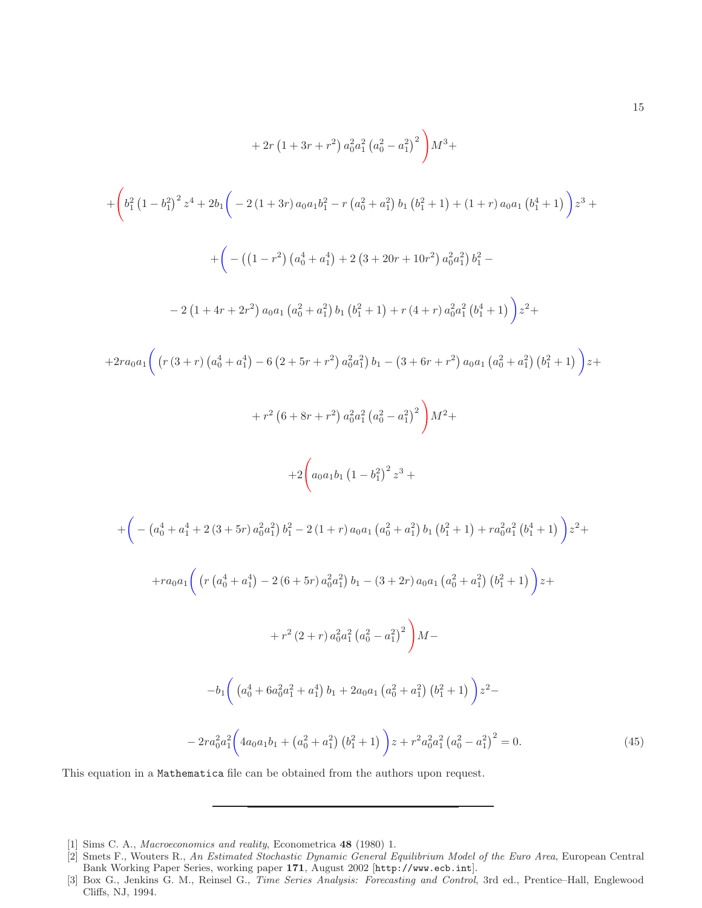$$
+ 2r\left(1+3r+r^2\right)a_0^2a_1^2\left(a_0^2-a_1^2\right)^2 \Bigg) M^3 +
$$

$$
+\Bigg( b_1^2\left(1-b_1^2\right)^2 z^4 + 2b_1\Big( -2\left(1+3r\right)a_0a_1b_1^2 - r\left(a_0^2+a_1^2\right)b_1\left(b_1^2+1\right) + \left(1+r\right)a_0a_1\left(b_1^4+1\right)\Big) z^3 +
$$

$$
+\Big( -\left(\left(1-r^2\right)\left(a_0^4+a_1^4\right)+2\left(3+20r+10r^2\right)a_0^2a_1^2\right)b_1^2 -
$$

$$
-2\left(1+4r+2r^2\right)a_0a_1\left(a_0^2+a_1^2\right)b_1\left(b_1^2+1\right) + r\left(4+r\right)a_0^2a_1^2\left(b_1^4+1\right)\Big) z^2 +
$$

$$
+2ra_0a_1\Big( \left(r\left(3+r\right)\left(a_0^4+a_1^4\right) - 6\left(2+5r+r^2\right)a_0^2a_1^2\right)b_1 - \left(3+6r+r^2\right)a_0a_1\left(a_0^2+a_1^2\right)\left(b_1^2+1\right)\Big) z +
$$

$$
+ r^2\left(6+8r+r^2\right)a_0^2a_1^2\left(a_0^2-a_1^2\right)^2 \Bigg) M^2 +
$$

$$
+2\Bigg( a_0a_1b_1\left(1-b_1^2\right)^2 z^3 +
$$

$$
+\Big( -\left(a_0^4+a_1^4+2\left(3+5r\right)a_0^2a_1^2\right)b_1^2 - 2\left(1+r\right)a_0a_1\left(a_0^2+a_1^2\right)b_1\left(b_1^2+1\right) + ra_0^2a_1^2\left(b_1^4+1\right)\Big) z^2 +
$$

$$
+ra_0a_1\Big( \left(r\left(a_0^4+a_1^4\right) - 2\left(6+5r\right)a_0^2a_1^2\right)b_1 - \left(3+2r\right)a_0a_1\left(a_0^2+a_1^2\right)\left(b_1^2+1\right)\Big) z +
$$

$$
+ r^2\left(2+r\right)a_0^2a_1^2\left(a_0^2-a_1^2\right)^2 \Bigg) M -
$$

$$
-b_1\Big( \left(a_0^4+6a_0^2a_1^2+a_1^4\right)b_1 + 2a_0a_1\left(a_0^2+a_1^2\right)\left(b_1^2+1\right)\Big) z^2 -
$$

$$
-2ra_0^2a_1^2\Big( 4a_0a_1b_1 + \left(a_0^2+a_1^2\right)\left(b_1^2+1\right)\Big) z + r^2a_0^2a_1^2\left(a_0^2-a_1^2\right)^2 = 0. \tag{45}
$$

This equation in a `Mathematica` file can be obtained from the authors upon request.

---

[1] Sims C. A., *Macroeconomics and reality*, Econometrica **48** (1980) 1.

[2] Smets F., Wouters R., *An Estimated Stochastic Dynamic General Equilibrium Model of the Euro Area*, European Central Bank Working Paper Series, working paper **171**, August 2002 [`http://www.ecb.int`].

[3] Box G., Jenkins G. M., Reinsel G., *Time Series Analysis: Forecasting and Control*, 3rd ed., Prentice–Hall, Englewood Cliffs, NJ, 1994.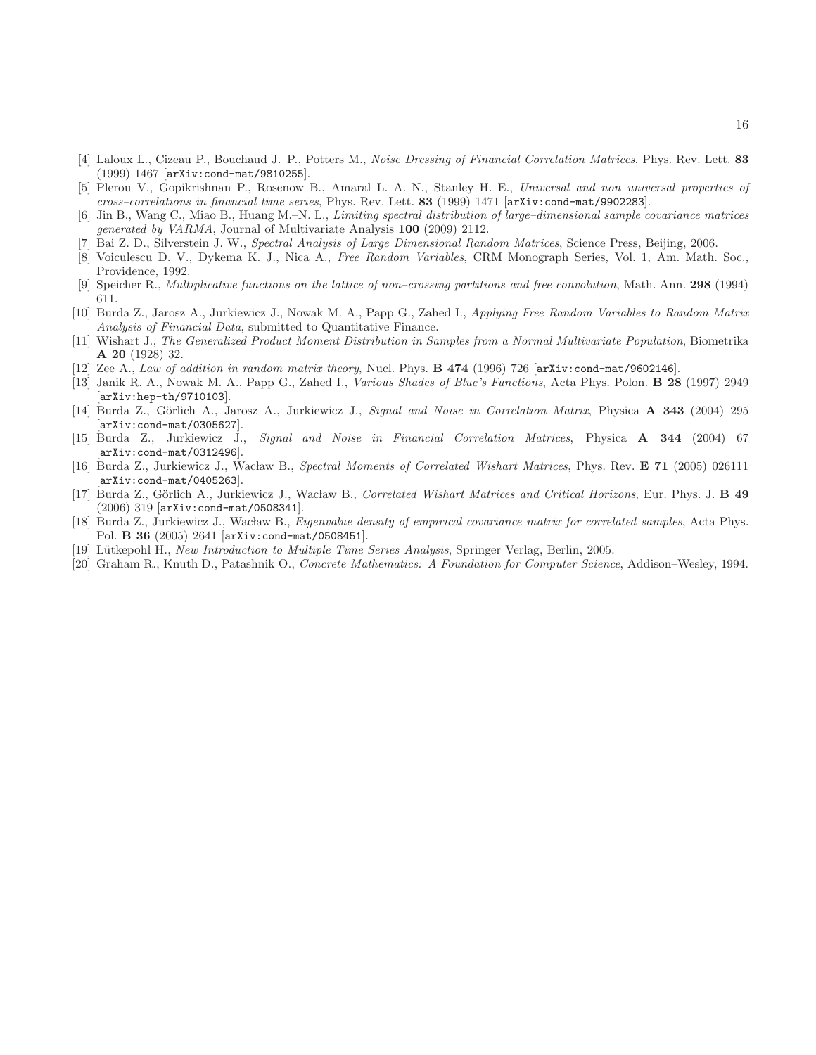[4] Laloux L., Cizeau P., Bouchaud J.–P., Potters M., *Noise Dressing of Financial Correlation Matrices*, Phys. Rev. Lett. **83** (1999) 1467 [`arXiv:cond-mat/9810255`].

[5] Plerou V., Gopikrishnan P., Rosenow B., Amaral L. A. N., Stanley H. E., *Universal and non–universal properties of cross–correlations in financial time series*, Phys. Rev. Lett. **83** (1999) 1471 [`arXiv:cond-mat/9902283`].

[6] Jin B., Wang C., Miao B., Huang M.–N. L., *Limiting spectral distribution of large–dimensional sample covariance matrices generated by VARMA*, Journal of Multivariate Analysis **100** (2009) 2112.

[7] Bai Z. D., Silverstein J. W., *Spectral Analysis of Large Dimensional Random Matrices*, Science Press, Beijing, 2006.

[8] Voiculescu D. V., Dykema K. J., Nica A., *Free Random Variables*, CRM Monograph Series, Vol. 1, Am. Math. Soc., Providence, 1992.

[9] Speicher R., *Multiplicative functions on the lattice of non–crossing partitions and free convolution*, Math. Ann. **298** (1994) 611.

[10] Burda Z., Jarosz A., Jurkiewicz J., Nowak M. A., Papp G., Zahed I., *Applying Free Random Variables to Random Matrix Analysis of Financial Data*, submitted to Quantitative Finance.

[11] Wishart J., *The Generalized Product Moment Distribution in Samples from a Normal Multivariate Population*, Biometrika **A 20** (1928) 32.

[12] Zee A., *Law of addition in random matrix theory*, Nucl. Phys. **B 474** (1996) 726 [`arXiv:cond-mat/9602146`].

[13] Janik R. A., Nowak M. A., Papp G., Zahed I., *Various Shades of Blue's Functions*, Acta Phys. Polon. **B 28** (1997) 2949 [`arXiv:hep-th/9710103`].

[14] Burda Z., Görlich A., Jarosz A., Jurkiewicz J., *Signal and Noise in Correlation Matrix*, Physica **A 343** (2004) 295 [`arXiv:cond-mat/0305627`].

[15] Burda Z., Jurkiewicz J., *Signal and Noise in Financial Correlation Matrices*, Physica **A 344** (2004) 67 [`arXiv:cond-mat/0312496`].

[16] Burda Z., Jurkiewicz J., Wacław B., *Spectral Moments of Correlated Wishart Matrices*, Phys. Rev. **E 71** (2005) 026111 [`arXiv:cond-mat/0405263`].

[17] Burda Z., Görlich A., Jurkiewicz J., Wacław B., *Correlated Wishart Matrices and Critical Horizons*, Eur. Phys. J. **B 49** (2006) 319 [`arXiv:cond-mat/0508341`].

[18] Burda Z., Jurkiewicz J., Wacław B., *Eigenvalue density of empirical covariance matrix for correlated samples*, Acta Phys. Pol. **B 36** (2005) 2641 [`arXiv:cond-mat/0508451`].

[19] Lütkepohl H., *New Introduction to Multiple Time Series Analysis*, Springer Verlag, Berlin, 2005.

[20] Graham R., Knuth D., Patashnik O., *Concrete Mathematics: A Foundation for Computer Science*, Addison–Wesley, 1994.